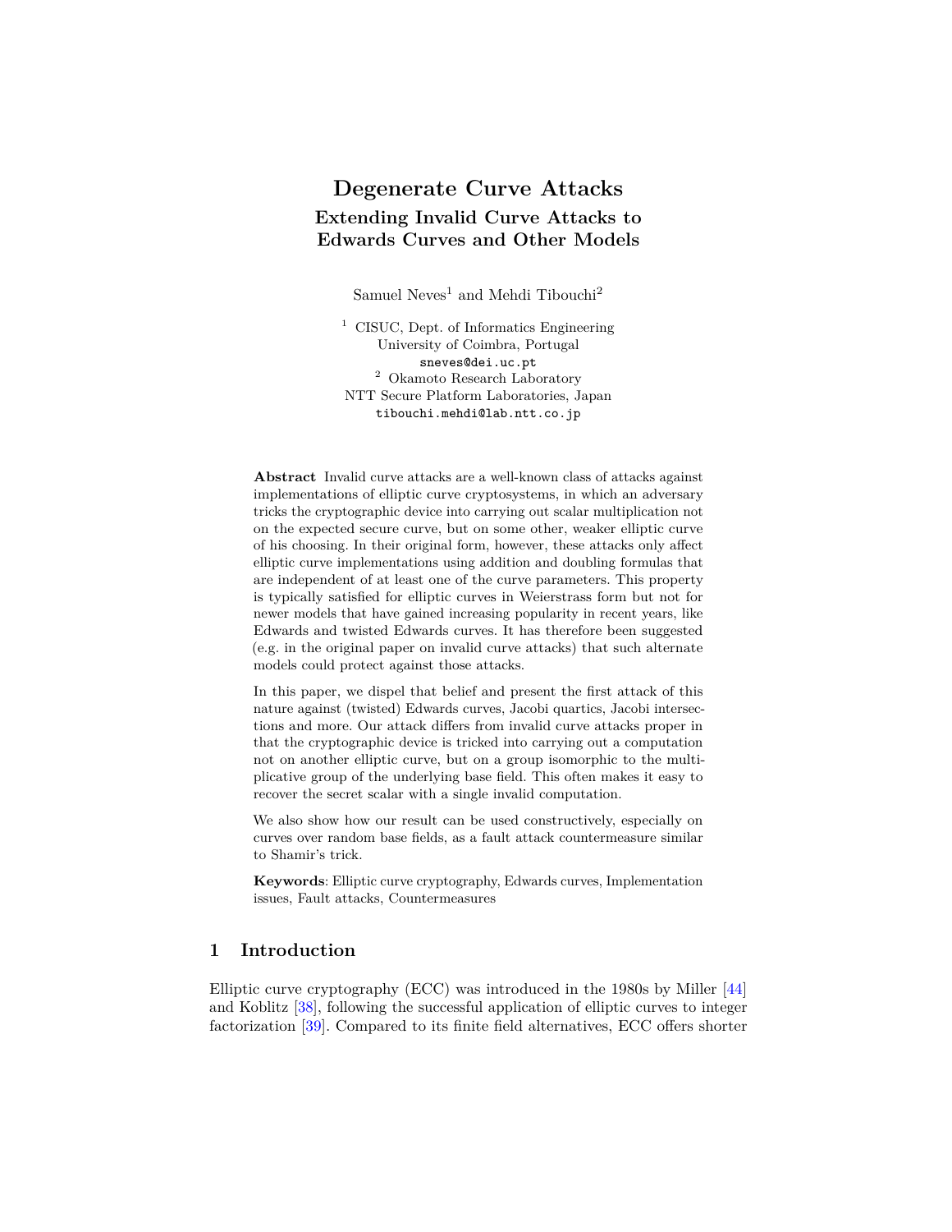# Degenerate Curve Attacks

## Extending Invalid Curve Attacks to Edwards Curves and Other Models

Samuel Neves[1] and Mehdi Tibouchi[2]

[1] CISUC, Dept. of Informatics Engineering
University of Coimbra, Portugal
sneves@dei.uc.pt

[2] Okamoto Research Laboratory
NTT Secure Platform Laboratories, Japan
tibouchi.mehdi@lab.ntt.co.jp

**Abstract** Invalid curve attacks are a well-known class of attacks against implementations of elliptic curve cryptosystems, in which an adversary tricks the cryptographic device into carrying out scalar multiplication not on the expected secure curve, but on some other, weaker elliptic curve of his choosing. In their original form, however, these attacks only affect elliptic curve implementations using addition and doubling formulas that are independent of at least one of the curve parameters. This property is typically satisfied for elliptic curves in Weierstrass form but not for newer models that have gained increasing popularity in recent years, like Edwards and twisted Edwards curves. It has therefore been suggested (e.g. in the original paper on invalid curve attacks) that such alternate models could protect against those attacks.

In this paper, we dispel that belief and present the first attack of this nature against (twisted) Edwards curves, Jacobi quartics, Jacobi intersections and more. Our attack differs from invalid curve attacks proper in that the cryptographic device is tricked into carrying out a computation not on another elliptic curve, but on a group isomorphic to the multiplicative group of the underlying base field. This often makes it easy to recover the secret scalar with a single invalid computation.

We also show how our result can be used constructively, especially on curves over random base fields, as a fault attack countermeasure similar to Shamir's trick.

**Keywords**: Elliptic curve cryptography, Edwards curves, Implementation issues, Fault attacks, Countermeasures

## 1 Introduction

Elliptic curve cryptography (ECC) was introduced in the 1980s by Miller [44] and Koblitz [38], following the successful application of elliptic curves to integer factorization [39]. Compared to its finite field alternatives, ECC offers shorter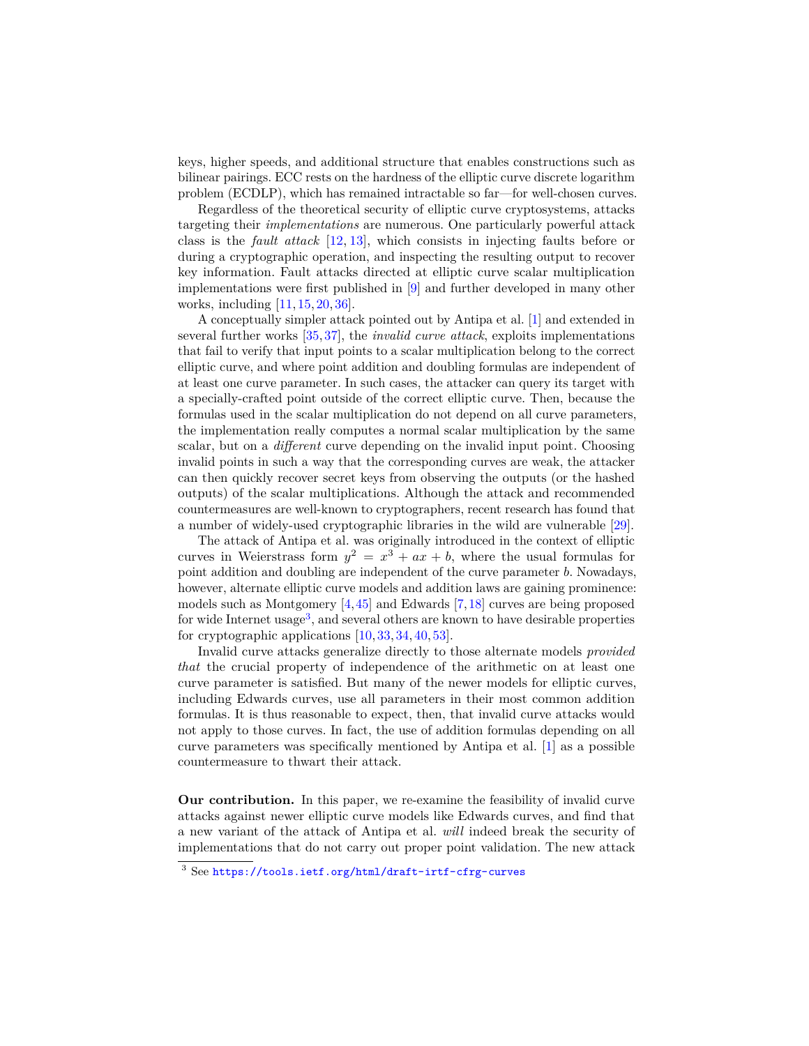keys, higher speeds, and additional structure that enables constructions such as bilinear pairings. ECC rests on the hardness of the elliptic curve discrete logarithm problem (ECDLP), which has remained intractable so far—for well-chosen curves.

Regardless of the theoretical security of elliptic curve cryptosystems, attacks targeting their *implementations* are numerous. One particularly powerful attack class is the *fault attack* [12, 13], which consists in injecting faults before or during a cryptographic operation, and inspecting the resulting output to recover key information. Fault attacks directed at elliptic curve scalar multiplication implementations were first published in [9] and further developed in many other works, including [11, 15, 20, 36].

A conceptually simpler attack pointed out by Antipa et al. [1] and extended in several further works [35, 37], the *invalid curve attack*, exploits implementations that fail to verify that input points to a scalar multiplication belong to the correct elliptic curve, and where point addition and doubling formulas are independent of at least one curve parameter. In such cases, the attacker can query its target with a specially-crafted point outside of the correct elliptic curve. Then, because the formulas used in the scalar multiplication do not depend on all curve parameters, the implementation really computes a normal scalar multiplication by the same scalar, but on a *different* curve depending on the invalid input point. Choosing invalid points in such a way that the corresponding curves are weak, the attacker can then quickly recover secret keys from observing the outputs (or the hashed outputs) of the scalar multiplications. Although the attack and recommended countermeasures are well-known to cryptographers, recent research has found that a number of widely-used cryptographic libraries in the wild are vulnerable [29].

The attack of Antipa et al. was originally introduced in the context of elliptic curves in Weierstrass form $y^2 = x^3 + ax + b$, where the usual formulas for point addition and doubling are independent of the curve parameter $b$. Nowadays, however, alternate elliptic curve models and addition laws are gaining prominence: models such as Montgomery [4, 45] and Edwards [7, 18] curves are being proposed for wide Internet usage[3], and several others are known to have desirable properties for cryptographic applications [10, 33, 34, 40, 53].

Invalid curve attacks generalize directly to those alternate models *provided that* the crucial property of independence of the arithmetic on at least one curve parameter is satisfied. But many of the newer models for elliptic curves, including Edwards curves, use all parameters in their most common addition formulas. It is thus reasonable to expect, then, that invalid curve attacks would not apply to those curves. In fact, the use of addition formulas depending on all curve parameters was specifically mentioned by Antipa et al. [1] as a possible countermeasure to thwart their attack.

**Our contribution.** In this paper, we re-examine the feasibility of invalid curve attacks against newer elliptic curve models like Edwards curves, and find that a new variant of the attack of Antipa et al. *will* indeed break the security of implementations that do not carry out proper point validation. The new attack

[3] See https://tools.ietf.org/html/draft-irtf-cfrg-curves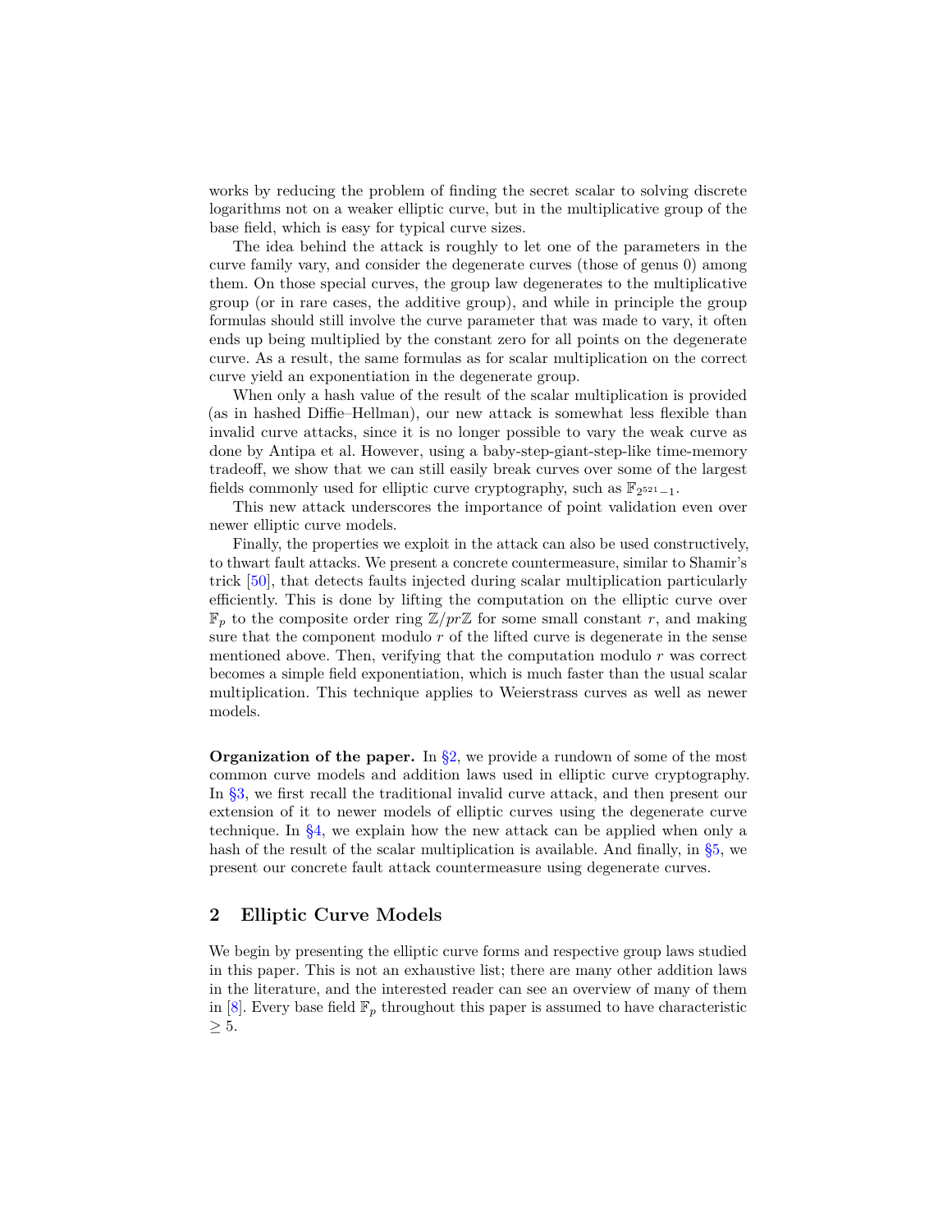works by reducing the problem of finding the secret scalar to solving discrete logarithms not on a weaker elliptic curve, but in the multiplicative group of the base field, which is easy for typical curve sizes.

The idea behind the attack is roughly to let one of the parameters in the curve family vary, and consider the degenerate curves (those of genus 0) among them. On those special curves, the group law degenerates to the multiplicative group (or in rare cases, the additive group), and while in principle the group formulas should still involve the curve parameter that was made to vary, it often ends up being multiplied by the constant zero for all points on the degenerate curve. As a result, the same formulas as for scalar multiplication on the correct curve yield an exponentiation in the degenerate group.

When only a hash value of the result of the scalar multiplication is provided (as in hashed Diffie–Hellman), our new attack is somewhat less flexible than invalid curve attacks, since it is no longer possible to vary the weak curve as done by Antipa et al. However, using a baby-step-giant-step-like time-memory tradeoff, we show that we can still easily break curves over some of the largest fields commonly used for elliptic curve cryptography, such as $\mathbb{F}_{2^{521}-1}$.

This new attack underscores the importance of point validation even over newer elliptic curve models.

Finally, the properties we exploit in the attack can also be used constructively, to thwart fault attacks. We present a concrete countermeasure, similar to Shamir's trick [50], that detects faults injected during scalar multiplication particularly efficiently. This is done by lifting the computation on the elliptic curve over $\mathbb{F}_p$ to the composite order ring $\mathbb{Z}/pr\mathbb{Z}$ for some small constant $r$, and making sure that the component modulo $r$ of the lifted curve is degenerate in the sense mentioned above. Then, verifying that the computation modulo $r$ was correct becomes a simple field exponentiation, which is much faster than the usual scalar multiplication. This technique applies to Weierstrass curves as well as newer models.

**Organization of the paper.** In §2, we provide a rundown of some of the most common curve models and addition laws used in elliptic curve cryptography. In §3, we first recall the traditional invalid curve attack, and then present our extension of it to newer models of elliptic curves using the degenerate curve technique. In §4, we explain how the new attack can be applied when only a hash of the result of the scalar multiplication is available. And finally, in §5, we present our concrete fault attack countermeasure using degenerate curves.

## 2 Elliptic Curve Models

We begin by presenting the elliptic curve forms and respective group laws studied in this paper. This is not an exhaustive list; there are many other addition laws in the literature, and the interested reader can see an overview of many of them in [8]. Every base field $\mathbb{F}_p$ throughout this paper is assumed to have characteristic $\geq 5$.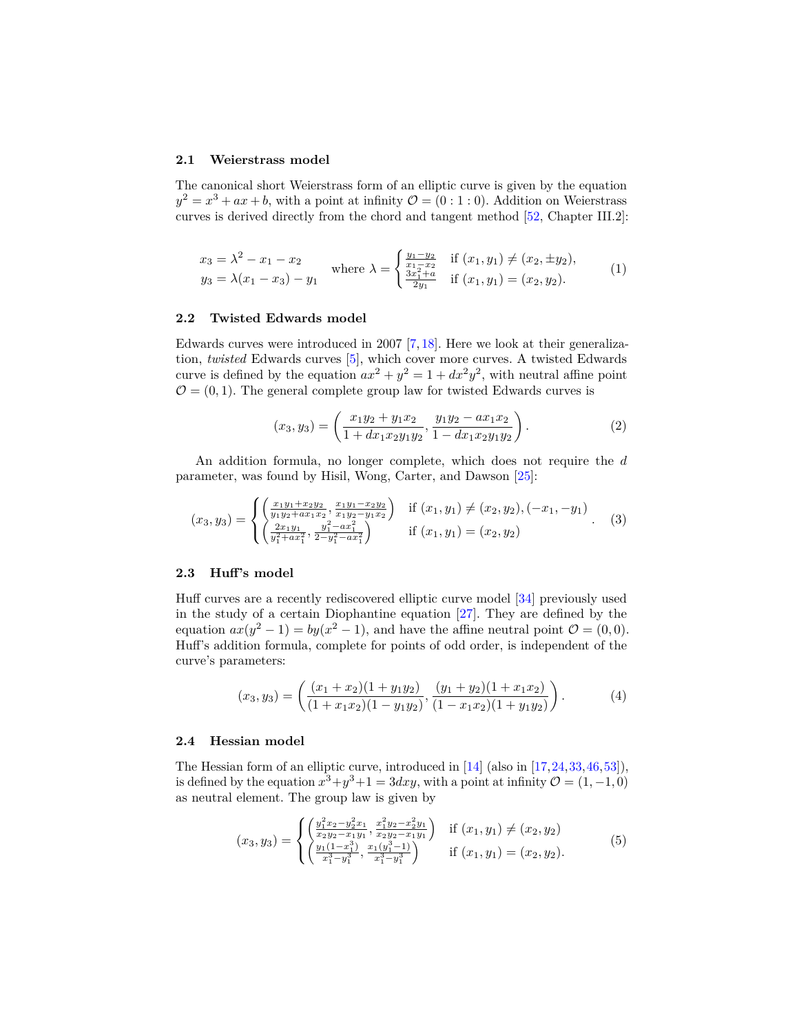### 2.1 Weierstrass model

The canonical short Weierstrass form of an elliptic curve is given by the equation $y^2 = x^3 + ax + b$, with a point at infinity $\mathcal{O} = (0 : 1 : 0)$. Addition on Weierstrass curves is derived directly from the chord and tangent method [52, Chapter III.2]:

$$
\begin{aligned}
x_3 &= \lambda^2 - x_1 - x_2 \\
y_3 &= \lambda(x_1 - x_3) - y_1
\end{aligned}
\qquad \text{where } \lambda = \begin{cases} \frac{y_1 - y_2}{x_1 - x_2} & \text{if } (x_1, y_1) \neq (x_2, \pm y_2), \\ \frac{3x_1^2 + a}{2y_1} & \text{if } (x_1, y_1) = (x_2, y_2). \end{cases} \tag{1}
$$

### 2.2 Twisted Edwards model

Edwards curves were introduced in 2007 [7,18]. Here we look at their generalization, *twisted* Edwards curves [5], which cover more curves. A twisted Edwards curve is defined by the equation $ax^2 + y^2 = 1 + dx^2y^2$, with neutral affine point $\mathcal{O} = (0, 1)$. The general complete group law for twisted Edwards curves is

$$
(x_3, y_3) = \left( \frac{x_1 y_2 + y_1 x_2}{1 + d x_1 x_2 y_1 y_2}, \frac{y_1 y_2 - a x_1 x_2}{1 - d x_1 x_2 y_1 y_2} \right). \tag{2}
$$

An addition formula, no longer complete, which does not require the $d$ parameter, was found by Hisil, Wong, Carter, and Dawson [25]:

$$
(x_3, y_3) = \begin{cases} \left( \frac{x_1 y_1 + x_2 y_2}{y_1 y_2 + a x_1 x_2}, \frac{x_1 y_1 - x_2 y_2}{x_1 y_2 - y_1 x_2} \right) & \text{if } (x_1, y_1) \neq (x_2, y_2), (-x_1, -y_1) \\ \left( \frac{2 x_1 y_1}{y_1^2 + a x_1^2}, \frac{y_1^2 - a x_1^2}{2 - y_1^2 - a x_1^2} \right) & \text{if } (x_1, y_1) = (x_2, y_2) \end{cases}. \tag{3}
$$

### 2.3 Huff's model

Huff curves are a recently rediscovered elliptic curve model [34] previously used in the study of a certain Diophantine equation [27]. They are defined by the equation $ax(y^2 - 1) = by(x^2 - 1)$, and have the affine neutral point $\mathcal{O} = (0, 0)$. Huff's addition formula, complete for points of odd order, is independent of the curve's parameters:

$$
(x_3, y_3) = \left( \frac{(x_1 + x_2)(1 + y_1 y_2)}{(1 + x_1 x_2)(1 - y_1 y_2)}, \frac{(y_1 + y_2)(1 + x_1 x_2)}{(1 - x_1 x_2)(1 + y_1 y_2)} \right). \tag{4}
$$

### 2.4 Hessian model

The Hessian form of an elliptic curve, introduced in [14] (also in [17,24,33,46,53]), is defined by the equation $x^3 + y^3 + 1 = 3dxy$, with a point at infinity $\mathcal{O} = (1, -1, 0)$ as neutral element. The group law is given by

$$
(x_3, y_3) = \begin{cases} \left( \frac{y_1^2 x_2 - y_2^2 x_1}{x_2 y_2 - x_1 y_1}, \frac{x_1^2 y_2 - x_2^2 y_1}{x_2 y_2 - x_1 y_1} \right) & \text{if } (x_1, y_1) \neq (x_2, y_2) \\ \left( \frac{y_1(1 - x_1^3)}{x_1^3 - y_1^3}, \frac{x_1(y_1^3 - 1)}{x_1^3 - y_1^3} \right) & \text{if } (x_1, y_1) = (x_2, y_2). \end{cases} \tag{5}
$$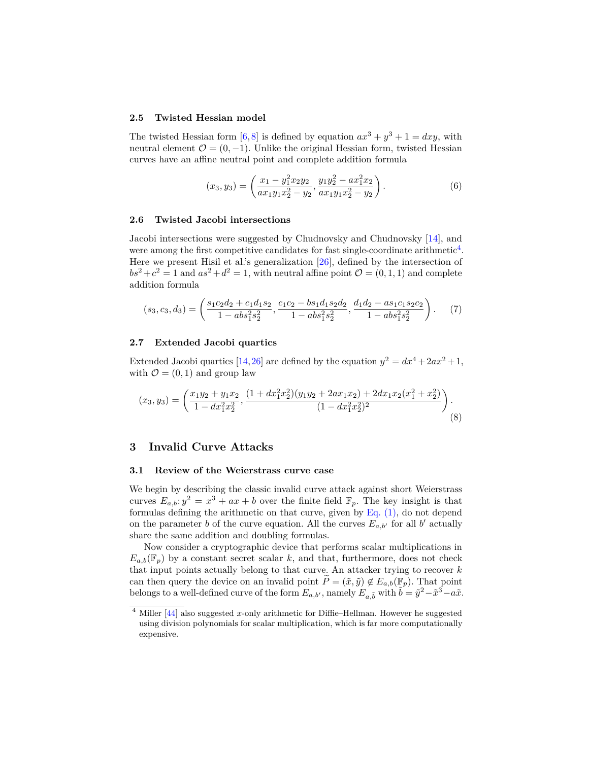### 2.5 Twisted Hessian model

The twisted Hessian form [6,8] is defined by equation $ax^3 + y^3 + 1 = dxy$, with neutral element $\mathcal{O} = (0, -1)$. Unlike the original Hessian form, twisted Hessian curves have an affine neutral point and complete addition formula

$$(x_3, y_3) = \left( \frac{x_1 - y_1^2 x_2 y_2}{a x_1 y_1 x_2^2 - y_2}, \frac{y_1 y_2^2 - a x_1^2 x_2}{a x_1 y_1 x_2^2 - y_2} \right). \tag{6}$$

### 2.6 Twisted Jacobi intersections

Jacobi intersections were suggested by Chudnovsky and Chudnovsky [14], and were among the first competitive candidates for fast single-coordinate arithmetic[4]. Here we present Hisil et al.'s generalization [26], defined by the intersection of $bs^2 + c^2 = 1$ and $as^2 + d^2 = 1$, with neutral affine point $\mathcal{O} = (0, 1, 1)$ and complete addition formula

$$(s_3, c_3, d_3) = \left( \frac{s_1 c_2 d_2 + c_1 d_1 s_2}{1 - ab s_1^2 s_2^2}, \frac{c_1 c_2 - b s_1 d_1 s_2 d_2}{1 - ab s_1^2 s_2^2}, \frac{d_1 d_2 - a s_1 c_1 s_2 c_2}{1 - ab s_1^2 s_2^2} \right). \tag{7}$$

### 2.7 Extended Jacobi quartics

Extended Jacobi quartics [14,26] are defined by the equation $y^2 = dx^4 + 2ax^2 + 1$, with $\mathcal{O} = (0, 1)$ and group law

$$(x_3, y_3) = \left( \frac{x_1 y_2 + y_1 x_2}{1 - d x_1^2 x_2^2}, \frac{(1 + d x_1^2 x_2^2)(y_1 y_2 + 2a x_1 x_2) + 2d x_1 x_2 (x_1^2 + x_2^2)}{(1 - d x_1^2 x_2^2)^2} \right). \tag{8}$$

## 3 Invalid Curve Attacks

### 3.1 Review of the Weierstrass curve case

We begin by describing the classic invalid curve attack against short Weierstrass curves $E_{a,b}\colon y^2 = x^3 + ax + b$ over the finite field $\mathbb{F}_p$. The key insight is that formulas defining the arithmetic on that curve, given by Eq. (1), do not depend on the parameter $b$ of the curve equation. All the curves $E_{a,b'}$ for all $b'$ actually share the same addition and doubling formulas.

Now consider a cryptographic device that performs scalar multiplications in $E_{a,b}(\mathbb{F}_p)$ by a constant secret scalar $k$, and that, furthermore, does not check that input points actually belong to that curve. An attacker trying to recover $k$ can then query the device on an invalid point $\widetilde{P} = (\tilde{x}, \tilde{y}) \notin E_{a,b}(\mathbb{F}_p)$. That point belongs to a well-defined curve of the form $E_{a,b'}$, namely $E_{a,\tilde{b}}$ with $\tilde{b} = \tilde{y}^2 - \tilde{x}^3 - a\tilde{x}$.

[4] Miller [44] also suggested $x$-only arithmetic for Diffie–Hellman. However he suggested using division polynomials for scalar multiplication, which is far more computationally expensive.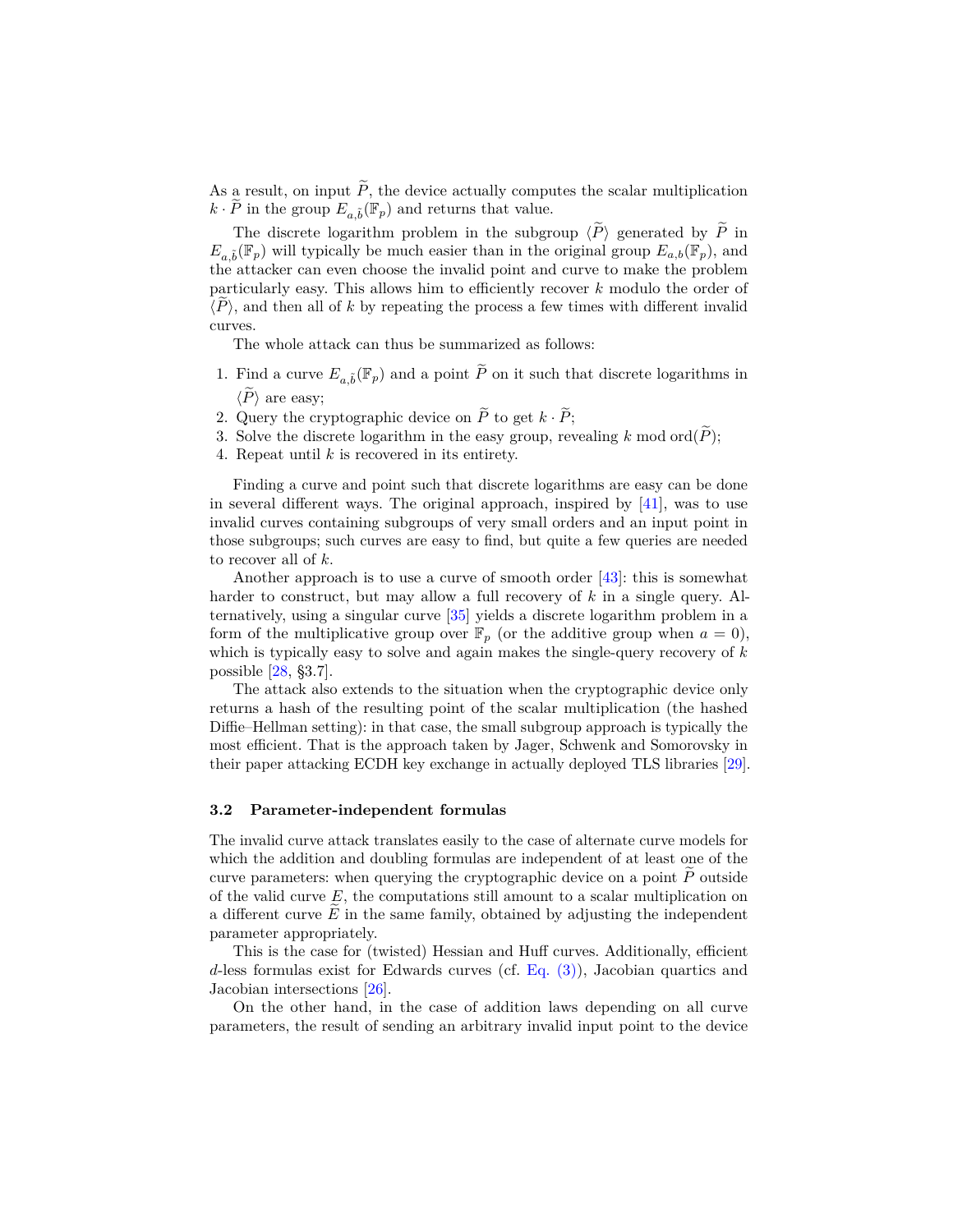As a result, on input $\widetilde{P}$, the device actually computes the scalar multiplication $k \cdot \widetilde{P}$ in the group $E_{a,\tilde{b}}(\mathbb{F}_p)$ and returns that value.

The discrete logarithm problem in the subgroup $\langle\widetilde{P}\rangle$ generated by $\widetilde{P}$ in $E_{a,\tilde{b}}(\mathbb{F}_p)$ will typically be much easier than in the original group $E_{a,b}(\mathbb{F}_p)$, and the attacker can even choose the invalid point and curve to make the problem particularly easy. This allows him to efficiently recover $k$ modulo the order of $\langle\widetilde{P}\rangle$, and then all of $k$ by repeating the process a few times with different invalid curves.

The whole attack can thus be summarized as follows:

1. Find a curve $E_{a,\tilde{b}}(\mathbb{F}_p)$ and a point $\widetilde{P}$ on it such that discrete logarithms in $\langle\widetilde{P}\rangle$ are easy;
2. Query the cryptographic device on $\widetilde{P}$ to get $k \cdot \widetilde{P}$;
3. Solve the discrete logarithm in the easy group, revealing $k \bmod \mathrm{ord}(\widetilde{P})$;
4. Repeat until $k$ is recovered in its entirety.

Finding a curve and point such that discrete logarithms are easy can be done in several different ways. The original approach, inspired by [41], was to use invalid curves containing subgroups of very small orders and an input point in those subgroups; such curves are easy to find, but quite a few queries are needed to recover all of $k$.

Another approach is to use a curve of smooth order [43]: this is somewhat harder to construct, but may allow a full recovery of $k$ in a single query. Alternatively, using a singular curve [35] yields a discrete logarithm problem in a form of the multiplicative group over $\mathbb{F}_p$ (or the additive group when $a = 0$), which is typically easy to solve and again makes the single-query recovery of $k$ possible [28, §3.7].

The attack also extends to the situation when the cryptographic device only returns a hash of the resulting point of the scalar multiplication (the hashed Diffie–Hellman setting): in that case, the small subgroup approach is typically the most efficient. That is the approach taken by Jager, Schwenk and Somorovsky in their paper attacking ECDH key exchange in actually deployed TLS libraries [29].

### 3.2 Parameter-independent formulas

The invalid curve attack translates easily to the case of alternate curve models for which the addition and doubling formulas are independent of at least one of the curve parameters: when querying the cryptographic device on a point $\widetilde{P}$ outside of the valid curve $E$, the computations still amount to a scalar multiplication on a different curve $\widetilde{E}$ in the same family, obtained by adjusting the independent parameter appropriately.

This is the case for (twisted) Hessian and Huff curves. Additionally, efficient $d$-less formulas exist for Edwards curves (cf. Eq. (3)), Jacobian quartics and Jacobian intersections [26].

On the other hand, in the case of addition laws depending on all curve parameters, the result of sending an arbitrary invalid input point to the device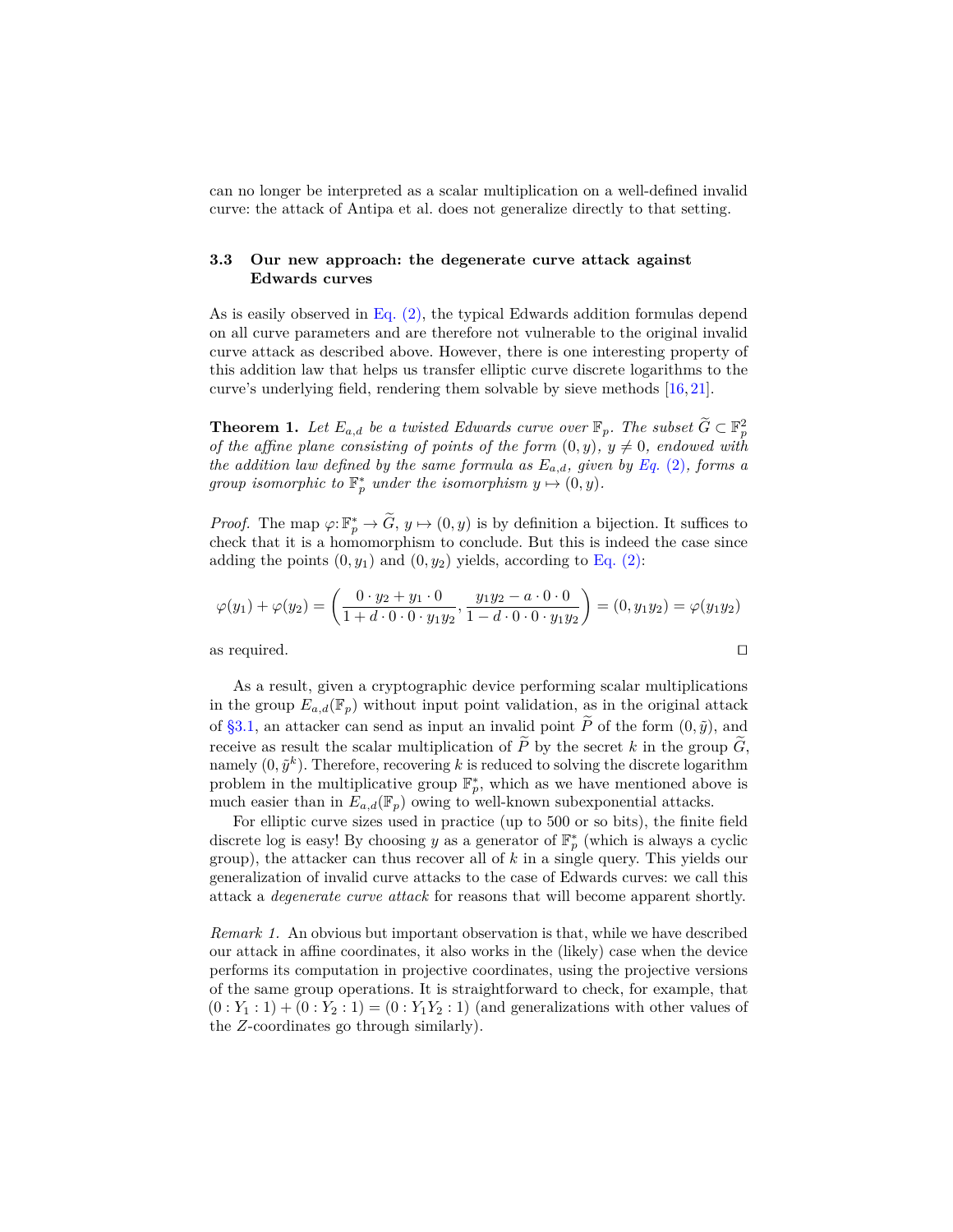can no longer be interpreted as a scalar multiplication on a well-defined invalid curve: the attack of Antipa et al. does not generalize directly to that setting.

### 3.3 Our new approach: the degenerate curve attack against Edwards curves

As is easily observed in Eq. (2), the typical Edwards addition formulas depend on all curve parameters and are therefore not vulnerable to the original invalid curve attack as described above. However, there is one interesting property of this addition law that helps us transfer elliptic curve discrete logarithms to the curve's underlying field, rendering them solvable by sieve methods [16, 21].

**Theorem 1.** *Let $E_{a,d}$ be a twisted Edwards curve over $\mathbb{F}_p$. The subset $\widetilde{G} \subset \mathbb{F}_p^2$ of the affine plane consisting of points of the form $(0, y)$, $y \neq 0$, endowed with the addition law defined by the same formula as $E_{a,d}$, given by Eq. (2), forms a group isomorphic to $\mathbb{F}_p^*$ under the isomorphism $y \mapsto (0, y)$.*

*Proof.* The map $\varphi\colon \mathbb{F}_p^* \to \widetilde{G}$, $y \mapsto (0, y)$ is by definition a bijection. It suffices to check that it is a homomorphism to conclude. But this is indeed the case since adding the points $(0, y_1)$ and $(0, y_2)$ yields, according to Eq. (2):

$$\varphi(y_1) + \varphi(y_2) = \left( \frac{0 \cdot y_2 + y_1 \cdot 0}{1 + d \cdot 0 \cdot 0 \cdot y_1 y_2}, \frac{y_1 y_2 - a \cdot 0 \cdot 0}{1 - d \cdot 0 \cdot 0 \cdot y_1 y_2} \right) = (0, y_1 y_2) = \varphi(y_1 y_2)$$

as required. □

As a result, given a cryptographic device performing scalar multiplications in the group $E_{a,d}(\mathbb{F}_p)$ without input point validation, as in the original attack of §3.1, an attacker can send as input an invalid point $\widetilde{P}$ of the form $(0, \tilde{y})$, and receive as result the scalar multiplication of $\widetilde{P}$ by the secret $k$ in the group $\widetilde{G}$, namely $(0, \tilde{y}^k)$. Therefore, recovering $k$ is reduced to solving the discrete logarithm problem in the multiplicative group $\mathbb{F}_p^*$, which as we have mentioned above is much easier than in $E_{a,d}(\mathbb{F}_p)$ owing to well-known subexponential attacks.

For elliptic curve sizes used in practice (up to 500 or so bits), the finite field discrete log is easy! By choosing $y$ as a generator of $\mathbb{F}_p^*$ (which is always a cyclic group), the attacker can thus recover all of $k$ in a single query. This yields our generalization of invalid curve attacks to the case of Edwards curves: we call this attack a *degenerate curve attack* for reasons that will become apparent shortly.

*Remark 1.* An obvious but important observation is that, while we have described our attack in affine coordinates, it also works in the (likely) case when the device performs its computation in projective coordinates, using the projective versions of the same group operations. It is straightforward to check, for example, that $(0 : Y_1 : 1) + (0 : Y_2 : 1) = (0 : Y_1 Y_2 : 1)$ (and generalizations with other values of the $Z$-coordinates go through similarly).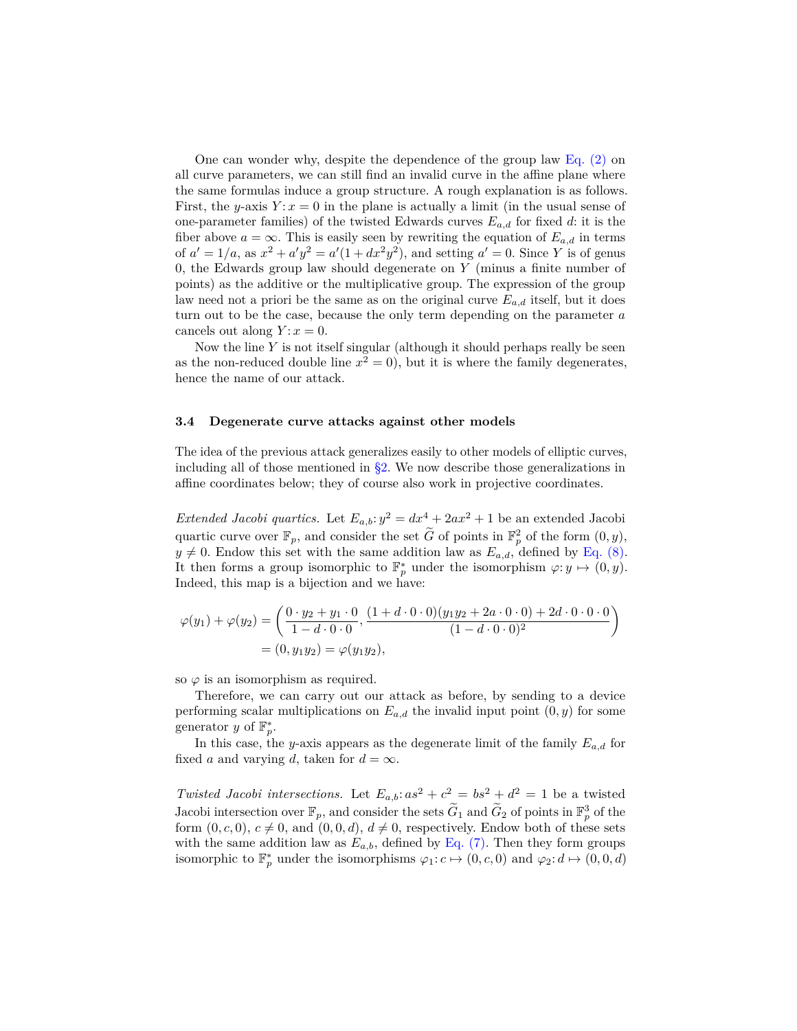One can wonder why, despite the dependence of the group law Eq. (2) on all curve parameters, we can still find an invalid curve in the affine plane where the same formulas induce a group structure. A rough explanation is as follows. First, the $y$-axis $Y\colon x = 0$ in the plane is actually a limit (in the usual sense of one-parameter families) of the twisted Edwards curves $E_{a,d}$ for fixed $d$: it is the fiber above $a = \infty$. This is easily seen by rewriting the equation of $E_{a,d}$ in terms of $a' = 1/a$, as $x^2 + a'y^2 = a'(1 + dx^2y^2)$, and setting $a' = 0$. Since $Y$ is of genus 0, the Edwards group law should degenerate on $Y$ (minus a finite number of points) as the additive or the multiplicative group. The expression of the group law need not a priori be the same as on the original curve $E_{a,d}$ itself, but it does turn out to be the case, because the only term depending on the parameter $a$ cancels out along $Y\colon x = 0$.

Now the line $Y$ is not itself singular (although it should perhaps really be seen as the non-reduced double line $x^2 = 0$), but it is where the family degenerates, hence the name of our attack.

### 3.4 Degenerate curve attacks against other models

The idea of the previous attack generalizes easily to other models of elliptic curves, including all of those mentioned in §2. We now describe those generalizations in affine coordinates below; they of course also work in projective coordinates.

*Extended Jacobi quartics.* Let $E_{a,b}\colon y^2 = dx^4 + 2ax^2 + 1$ be an extended Jacobi quartic curve over $\mathbb{F}_p$, and consider the set $\widetilde{G}$ of points in $\mathbb{F}_p^2$ of the form $(0, y)$, $y \neq 0$. Endow this set with the same addition law as $E_{a,d}$, defined by Eq. (8). It then forms a group isomorphic to $\mathbb{F}_p^*$ under the isomorphism $\varphi\colon y \mapsto (0, y)$. Indeed, this map is a bijection and we have:

$$
\begin{aligned}
\varphi(y_1) + \varphi(y_2) &= \left(\frac{0 \cdot y_2 + y_1 \cdot 0}{1 - d \cdot 0 \cdot 0}, \frac{(1 + d \cdot 0 \cdot 0)(y_1y_2 + 2a \cdot 0 \cdot 0) + 2d \cdot 0 \cdot 0 \cdot 0}{(1 - d \cdot 0 \cdot 0)^2}\right) \\
&= (0, y_1y_2) = \varphi(y_1y_2),
\end{aligned}
$$

so $\varphi$ is an isomorphism as required.

Therefore, we can carry out our attack as before, by sending to a device performing scalar multiplications on $E_{a,d}$ the invalid input point $(0, y)$ for some generator $y$ of $\mathbb{F}_p^*$.

In this case, the $y$-axis appears as the degenerate limit of the family $E_{a,d}$ for fixed $a$ and varying $d$, taken for $d = \infty$.

*Twisted Jacobi intersections.* Let $E_{a,b}\colon as^2 + c^2 = bs^2 + d^2 = 1$ be a twisted Jacobi intersection over $\mathbb{F}_p$, and consider the sets $\widetilde{G}_1$ and $\widetilde{G}_2$ of points in $\mathbb{F}_p^3$ of the form $(0, c, 0)$, $c \neq 0$, and $(0, 0, d)$, $d \neq 0$, respectively. Endow both of these sets with the same addition law as $E_{a,b}$, defined by Eq. (7). Then they form groups isomorphic to $\mathbb{F}_p^*$ under the isomorphisms $\varphi_1\colon c \mapsto (0, c, 0)$ and $\varphi_2\colon d \mapsto (0, 0, d)$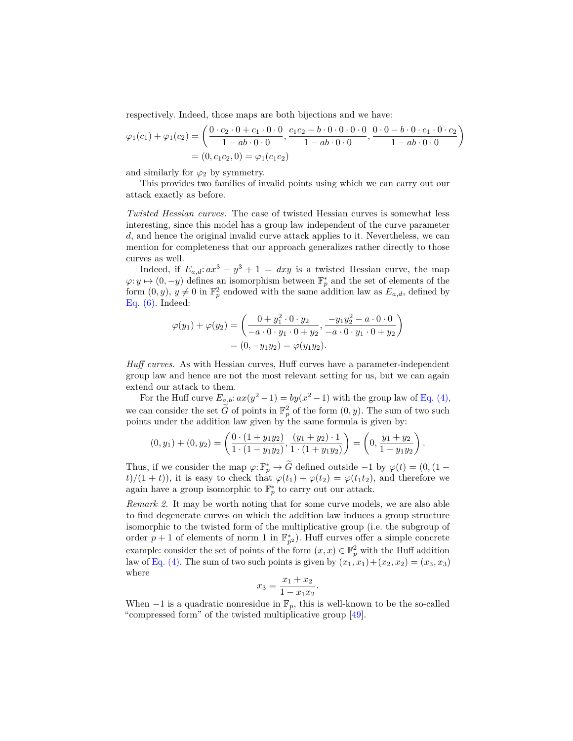respectively. Indeed, those maps are both bijections and we have:

$$\begin{aligned}
\varphi_1(c_1) + \varphi_1(c_2) &= \left( \frac{0 \cdot c_2 \cdot 0 + c_1 \cdot 0 \cdot 0}{1 - ab \cdot 0 \cdot 0}, \frac{c_1 c_2 - b \cdot 0 \cdot 0 \cdot 0 \cdot 0}{1 - ab \cdot 0 \cdot 0}, \frac{0 \cdot 0 - b \cdot 0 \cdot c_1 \cdot 0 \cdot c_2}{1 - ab \cdot 0 \cdot 0} \right) \\
&= (0, c_1 c_2, 0) = \varphi_1(c_1 c_2)
\end{aligned}$$

and similarly for $\varphi_2$ by symmetry.

This provides two families of invalid points using which we can carry out our attack exactly as before.

*Twisted Hessian curves.* The case of twisted Hessian curves is somewhat less interesting, since this model has a group law independent of the curve parameter $d$, and hence the original invalid curve attack applies to it. Nevertheless, we can mention for completeness that our approach generalizes rather directly to those curves as well.

Indeed, if $E_{a,d}\colon ax^3 + y^3 + 1 = dxy$ is a twisted Hessian curve, the map $\varphi\colon y \mapsto (0, -y)$ defines an isomorphism between $\mathbb{F}_p^*$ and the set of elements of the form $(0, y)$, $y \neq 0$ in $\mathbb{F}_p^2$ endowed with the same addition law as $E_{a,d}$, defined by Eq. (6). Indeed:

$$\begin{aligned}
\varphi(y_1) + \varphi(y_2) &= \left( \frac{0 + y_1^2 \cdot 0 \cdot y_2}{-a \cdot 0 \cdot y_1 \cdot 0 + y_2}, \frac{-y_1 y_2^2 - a \cdot 0 \cdot 0}{-a \cdot 0 \cdot y_1 \cdot 0 + y_2} \right) \\
&= (0, -y_1 y_2) = \varphi(y_1 y_2).
\end{aligned}$$

*Huff curves.* As with Hessian curves, Huff curves have a parameter-independent group law and hence are not the most relevant setting for us, but we can again extend our attack to them.

For the Huff curve $E_{a,b}\colon ax(y^2 - 1) = by(x^2 - 1)$ with the group law of Eq. (4), we can consider the set $\widetilde{G}$ of points in $\mathbb{F}_p^2$ of the form $(0, y)$. The sum of two such points under the addition law given by the same formula is given by:

$$(0, y_1) + (0, y_2) = \left( \frac{0 \cdot (1 + y_1 y_2)}{1 \cdot (1 - y_1 y_2)}, \frac{(y_1 + y_2) \cdot 1}{1 \cdot (1 + y_1 y_2)} \right) = \left( 0, \frac{y_1 + y_2}{1 + y_1 y_2} \right).$$

Thus, if we consider the map $\varphi\colon \mathbb{F}_p^* \to \widetilde{G}$ defined outside $-1$ by $\varphi(t) = (0, (1 - t)/(1 + t))$, it is easy to check that $\varphi(t_1) + \varphi(t_2) = \varphi(t_1 t_2)$, and therefore we again have a group isomorphic to $\mathbb{F}_p^*$ to carry out our attack.

*Remark 2.* It may be worth noting that for some curve models, we are also able to find degenerate curves on which the addition law induces a group structure isomorphic to the twisted form of the multiplicative group (i.e. the subgroup of order $p + 1$ of elements of norm 1 in $\mathbb{F}_{p^2}^*$). Huff curves offer a simple concrete example: consider the set of points of the form $(x, x) \in \mathbb{F}_p^2$ with the Huff addition law of Eq. (4). The sum of two such points is given by $(x_1, x_1) + (x_2, x_2) = (x_3, x_3)$ where

$$x_3 = \frac{x_1 + x_2}{1 - x_1 x_2}.$$

When $-1$ is a quadratic nonresidue in $\mathbb{F}_p$, this is well-known to be the so-called "compressed form" of the twisted multiplicative group [49].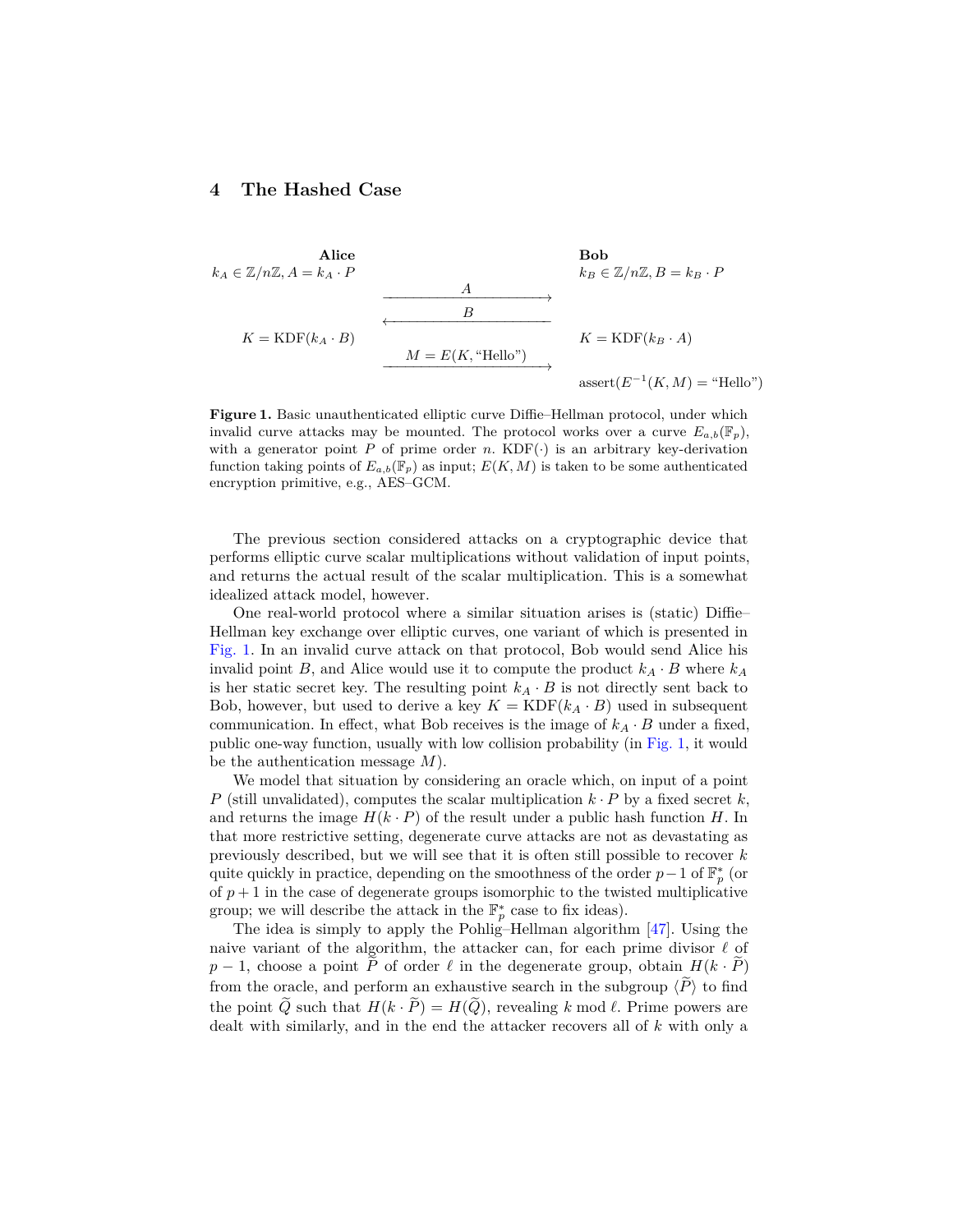## 4 The Hashed Case

| **Alice** | | **Bob** |
|---|---|---|
| $k_A \in \mathbb{Z}/n\mathbb{Z}, A = k_A \cdot P$ | | $k_B \in \mathbb{Z}/n\mathbb{Z}, B = k_B \cdot P$ |
| | $\xrightarrow{\quad A \quad}$ | |
| | $\xleftarrow{\quad B \quad}$ | |
| $K = \mathrm{KDF}(k_A \cdot B)$ | | $K = \mathrm{KDF}(k_B \cdot A)$ |
| | $\xrightarrow{M = E(K, \text{“Hello”})}$ | |
| | | $\mathrm{assert}(E^{-1}(K, M) = \text{“Hello”})$ |

**Figure 1.** Basic unauthenticated elliptic curve Diffie–Hellman protocol, under which invalid curve attacks may be mounted. The protocol works over a curve $E_{a,b}(\mathbb{F}_p)$, with a generator point $P$ of prime order $n$. $\mathrm{KDF}(\cdot)$ is an arbitrary key-derivation function taking points of $E_{a,b}(\mathbb{F}_p)$ as input; $E(K, M)$ is taken to be some authenticated encryption primitive, e.g., AES–GCM.

The previous section considered attacks on a cryptographic device that performs elliptic curve scalar multiplications without validation of input points, and returns the actual result of the scalar multiplication. This is a somewhat idealized attack model, however.

One real-world protocol where a similar situation arises is (static) Diffie–Hellman key exchange over elliptic curves, one variant of which is presented in Fig. 1. In an invalid curve attack on that protocol, Bob would send Alice his invalid point $B$, and Alice would use it to compute the product $k_A \cdot B$ where $k_A$ is her static secret key. The resulting point $k_A \cdot B$ is not directly sent back to Bob, however, but used to derive a key $K = \mathrm{KDF}(k_A \cdot B)$ used in subsequent communication. In effect, what Bob receives is the image of $k_A \cdot B$ under a fixed, public one-way function, usually with low collision probability (in Fig. 1, it would be the authentication message $M$).

We model that situation by considering an oracle which, on input of a point $P$ (still unvalidated), computes the scalar multiplication $k \cdot P$ by a fixed secret $k$, and returns the image $H(k \cdot P)$ of the result under a public hash function $H$. In that more restrictive setting, degenerate curve attacks are not as devastating as previously described, but we will see that it is often still possible to recover $k$ quite quickly in practice, depending on the smoothness of the order $p-1$ of $\mathbb{F}_p^*$ (or of $p+1$ in the case of degenerate groups isomorphic to the twisted multiplicative group; we will describe the attack in the $\mathbb{F}_p^*$ case to fix ideas).

The idea is simply to apply the Pohlig–Hellman algorithm [47]. Using the naive variant of the algorithm, the attacker can, for each prime divisor $\ell$ of $p-1$, choose a point $\widetilde{P}$ of order $\ell$ in the degenerate group, obtain $H(k \cdot \widetilde{P})$ from the oracle, and perform an exhaustive search in the subgroup $\langle \widetilde{P} \rangle$ to find the point $\widetilde{Q}$ such that $H(k \cdot \widetilde{P}) = H(\widetilde{Q})$, revealing $k \bmod \ell$. Prime powers are dealt with similarly, and in the end the attacker recovers all of $k$ with only a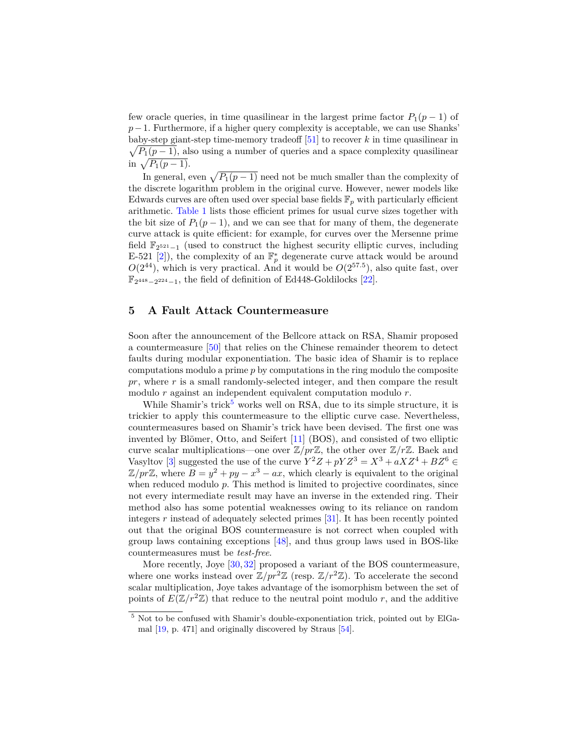few oracle queries, in time quasilinear in the largest prime factor $P_1(p-1)$ of $p-1$. Furthermore, if a higher query complexity is acceptable, we can use Shanks' baby-step giant-step time-memory tradeoff [51] to recover $k$ in time quasilinear in $\sqrt{P_1(p-1)}$, also using a number of queries and a space complexity quasilinear in $\sqrt{P_1(p-1)}$.

In general, even $\sqrt{P_1(p-1)}$ need not be much smaller than the complexity of the discrete logarithm problem in the original curve. However, newer models like Edwards curves are often used over special base fields $\mathbb{F}_p$ with particularly efficient arithmetic. Table 1 lists those efficient primes for usual curve sizes together with the bit size of $P_1(p-1)$, and we can see that for many of them, the degenerate curve attack is quite efficient: for example, for curves over the Mersenne prime field $\mathbb{F}_{2^{521}-1}$ (used to construct the highest security elliptic curves, including E-521 [2]), the complexity of an $\mathbb{F}_p^*$ degenerate curve attack would be around $O(2^{44})$, which is very practical. And it would be $O(2^{57.5})$, also quite fast, over $\mathbb{F}_{2^{448}-2^{224}-1}$, the field of definition of Ed448-Goldilocks [22].

## 5 A Fault Attack Countermeasure

Soon after the announcement of the Bellcore attack on RSA, Shamir proposed a countermeasure [50] that relies on the Chinese remainder theorem to detect faults during modular exponentiation. The basic idea of Shamir is to replace computations modulo a prime $p$ by computations in the ring modulo the composite $pr$, where $r$ is a small randomly-selected integer, and then compare the result modulo $r$ against an independent equivalent computation modulo $r$.

While Shamir's trick[5] works well on RSA, due to its simple structure, it is trickier to apply this countermeasure to the elliptic curve case. Nevertheless, countermeasures based on Shamir's trick have been devised. The first one was invented by Blömer, Otto, and Seifert [11] (BOS), and consisted of two elliptic curve scalar multiplications—one over $\mathbb{Z}/pr\mathbb{Z}$, the other over $\mathbb{Z}/r\mathbb{Z}$. Baek and Vasyltov [3] suggested the use of the curve $Y^2Z + pYZ^3 = X^3 + aXZ^4 + BZ^6 \in \mathbb{Z}/pr\mathbb{Z}$, where $B = y^2 + py - x^3 - ax$, which clearly is equivalent to the original when reduced modulo $p$. This method is limited to projective coordinates, since not every intermediate result may have an inverse in the extended ring. Their method also has some potential weaknesses owing to its reliance on random integers $r$ instead of adequately selected primes [31]. It has been recently pointed out that the original BOS countermeasure is not correct when coupled with group laws containing exceptions [48], and thus group laws used in BOS-like countermeasures must be *test-free*.

More recently, Joye [30, 32] proposed a variant of the BOS countermeasure, where one works instead over $\mathbb{Z}/pr^2\mathbb{Z}$ (resp. $\mathbb{Z}/r^2\mathbb{Z}$). To accelerate the second scalar multiplication, Joye takes advantage of the isomorphism between the set of points of $E(\mathbb{Z}/r^2\mathbb{Z})$ that reduce to the neutral point modulo $r$, and the additive

[5] Not to be confused with Shamir's double-exponentiation trick, pointed out by ElGamal [19, p. 471] and originally discovered by Straus [54].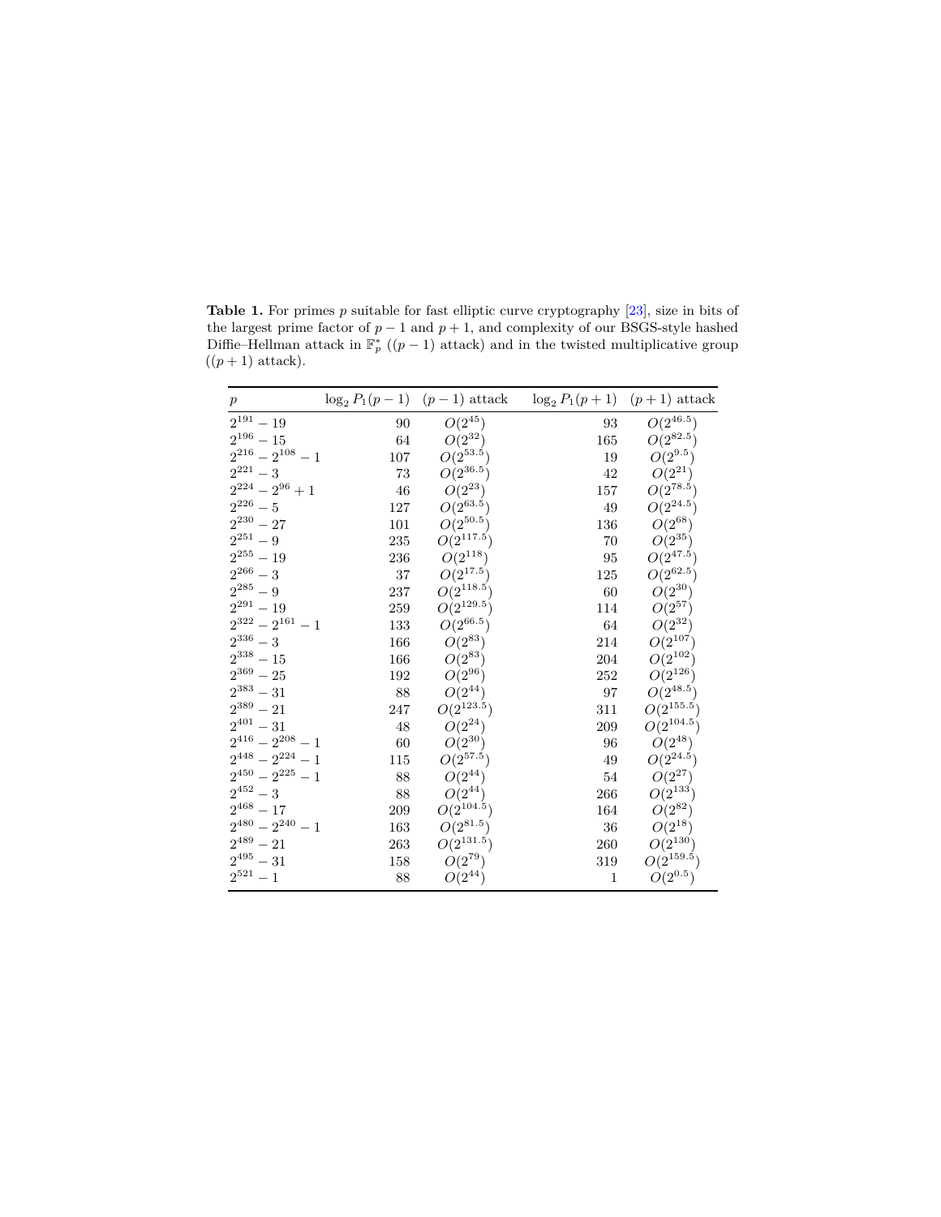**Table 1.** For primes $p$ suitable for fast elliptic curve cryptography [23], size in bits of the largest prime factor of $p-1$ and $p+1$, and complexity of our BSGS-style hashed Diffie–Hellman attack in $\mathbb{F}_p^*$ (($p-1$) attack) and in the twisted multiplicative group (($p+1$) attack).

| $p$ | $\log_2 P_1(p-1)$ | $(p-1)$ attack | $\log_2 P_1(p+1)$ | $(p+1)$ attack |
|---|---|---|---|---|
| $2^{191}-19$ | 90 | $O(2^{45})$ | 93 | $O(2^{46.5})$ |
| $2^{196}-15$ | 64 | $O(2^{32})$ | 165 | $O(2^{82.5})$ |
| $2^{216}-2^{108}-1$ | 107 | $O(2^{53.5})$ | 19 | $O(2^{9.5})$ |
| $2^{221}-3$ | 73 | $O(2^{36.5})$ | 42 | $O(2^{21})$ |
| $2^{224}-2^{96}+1$ | 46 | $O(2^{23})$ | 157 | $O(2^{78.5})$ |
| $2^{226}-5$ | 127 | $O(2^{63.5})$ | 49 | $O(2^{24.5})$ |
| $2^{230}-27$ | 101 | $O(2^{50.5})$ | 136 | $O(2^{68})$ |
| $2^{251}-9$ | 235 | $O(2^{117.5})$ | 70 | $O(2^{35})$ |
| $2^{255}-19$ | 236 | $O(2^{118})$ | 95 | $O(2^{47.5})$ |
| $2^{266}-3$ | 37 | $O(2^{17.5})$ | 125 | $O(2^{62.5})$ |
| $2^{285}-9$ | 237 | $O(2^{118.5})$ | 60 | $O(2^{30})$ |
| $2^{291}-19$ | 259 | $O(2^{129.5})$ | 114 | $O(2^{57})$ |
| $2^{322}-2^{161}-1$ | 133 | $O(2^{66.5})$ | 64 | $O(2^{32})$ |
| $2^{336}-3$ | 166 | $O(2^{83})$ | 214 | $O(2^{107})$ |
| $2^{338}-15$ | 166 | $O(2^{83})$ | 204 | $O(2^{102})$ |
| $2^{369}-25$ | 192 | $O(2^{96})$ | 252 | $O(2^{126})$ |
| $2^{383}-31$ | 88 | $O(2^{44})$ | 97 | $O(2^{48.5})$ |
| $2^{389}-21$ | 247 | $O(2^{123.5})$ | 311 | $O(2^{155.5})$ |
| $2^{401}-31$ | 48 | $O(2^{24})$ | 209 | $O(2^{104.5})$ |
| $2^{416}-2^{208}-1$ | 60 | $O(2^{30})$ | 96 | $O(2^{48})$ |
| $2^{448}-2^{224}-1$ | 115 | $O(2^{57.5})$ | 49 | $O(2^{24.5})$ |
| $2^{450}-2^{225}-1$ | 88 | $O(2^{44})$ | 54 | $O(2^{27})$ |
| $2^{452}-3$ | 88 | $O(2^{44})$ | 266 | $O(2^{133})$ |
| $2^{468}-17$ | 209 | $O(2^{104.5})$ | 164 | $O(2^{82})$ |
| $2^{480}-2^{240}-1$ | 163 | $O(2^{81.5})$ | 36 | $O(2^{18})$ |
| $2^{489}-21$ | 263 | $O(2^{131.5})$ | 260 | $O(2^{130})$ |
| $2^{495}-31$ | 158 | $O(2^{79})$ | 319 | $O(2^{159.5})$ |
| $2^{521}-1$ | 88 | $O(2^{44})$ | 1 | $O(2^{0.5})$ |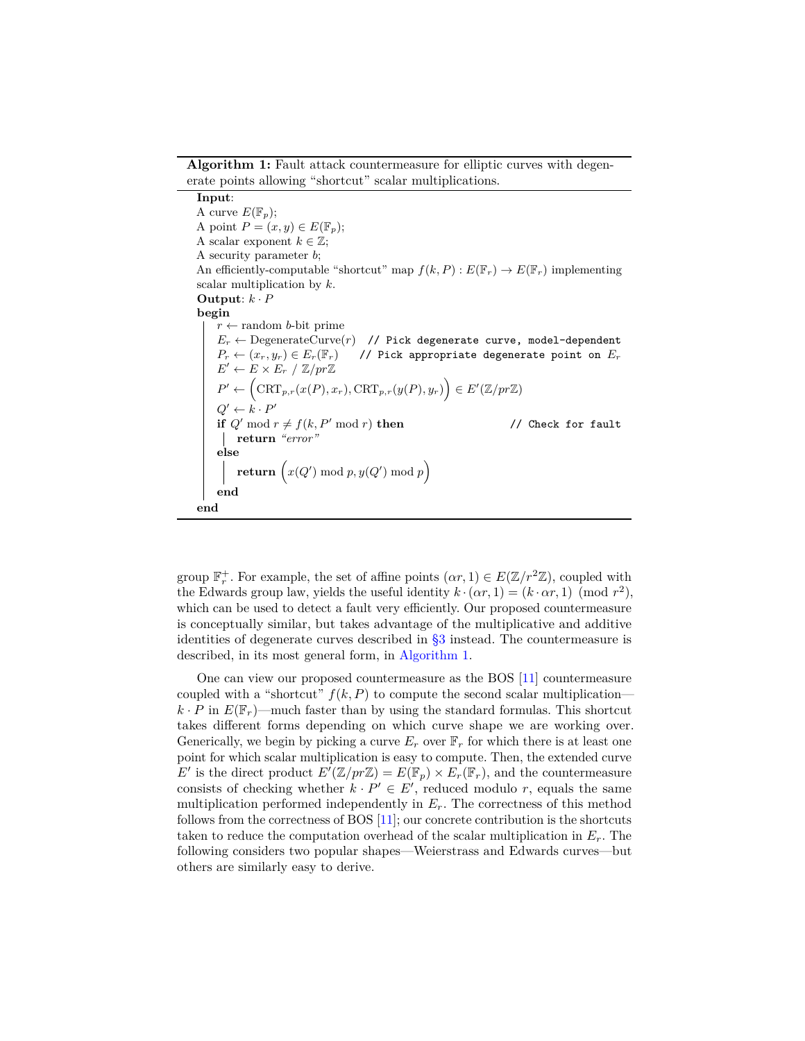**Algorithm 1:** Fault attack countermeasure for elliptic curves with degenerate points allowing "shortcut" scalar multiplications.

```
Input:
A curve E(F_p);
A point P = (x, y) ∈ E(F_p);
A scalar exponent k ∈ Z;
A security parameter b;
An efficiently-computable "shortcut" map f(k, P) : E(F_r) → E(F_r) implementing
scalar multiplication by k.
Output: k · P
begin
    r ← random b-bit prime
    E_r ← DegenerateCurve(r)  // Pick degenerate curve, model-dependent
    P_r ← (x_r, y_r) ∈ E_r(F_r)    // Pick appropriate degenerate point on E_r
    E' ← E × E_r / Z/prZ
    P' ← (CRT_{p,r}(x(P), x_r), CRT_{p,r}(y(P), y_r)) ∈ E'(Z/prZ)
    Q' ← k · P'
    if Q' mod r ≠ f(k, P' mod r) then                 // Check for fault
        return "error"
    else
        return (x(Q') mod p, y(Q') mod p)
    end
end
```

group $\mathbb{F}_r^+$. For example, the set of affine points $(\alpha r, 1) \in E(\mathbb{Z}/r^2\mathbb{Z})$, coupled with the Edwards group law, yields the useful identity $k \cdot (\alpha r, 1) = (k \cdot \alpha r, 1) \pmod{r^2}$, which can be used to detect a fault very efficiently. Our proposed countermeasure is conceptually similar, but takes advantage of the multiplicative and additive identities of degenerate curves described in §3 instead. The countermeasure is described, in its most general form, in Algorithm 1.

One can view our proposed countermeasure as the BOS [11] countermeasure coupled with a "shortcut" $f(k, P)$ to compute the second scalar multiplication—$k \cdot P$ in $E(\mathbb{F}_r)$—much faster than by using the standard formulas. This shortcut takes different forms depending on which curve shape we are working over. Generically, we begin by picking a curve $E_r$ over $\mathbb{F}_r$ for which there is at least one point for which scalar multiplication is easy to compute. Then, the extended curve $E'$ is the direct product $E'(\mathbb{Z}/pr\mathbb{Z}) = E(\mathbb{F}_p) \times E_r(\mathbb{F}_r)$, and the countermeasure consists of checking whether $k \cdot P' \in E'$, reduced modulo $r$, equals the same multiplication performed independently in $E_r$. The correctness of this method follows from the correctness of BOS [11]; our concrete contribution is the shortcuts taken to reduce the computation overhead of the scalar multiplication in $E_r$. The following considers two popular shapes—Weierstrass and Edwards curves—but others are similarly easy to derive.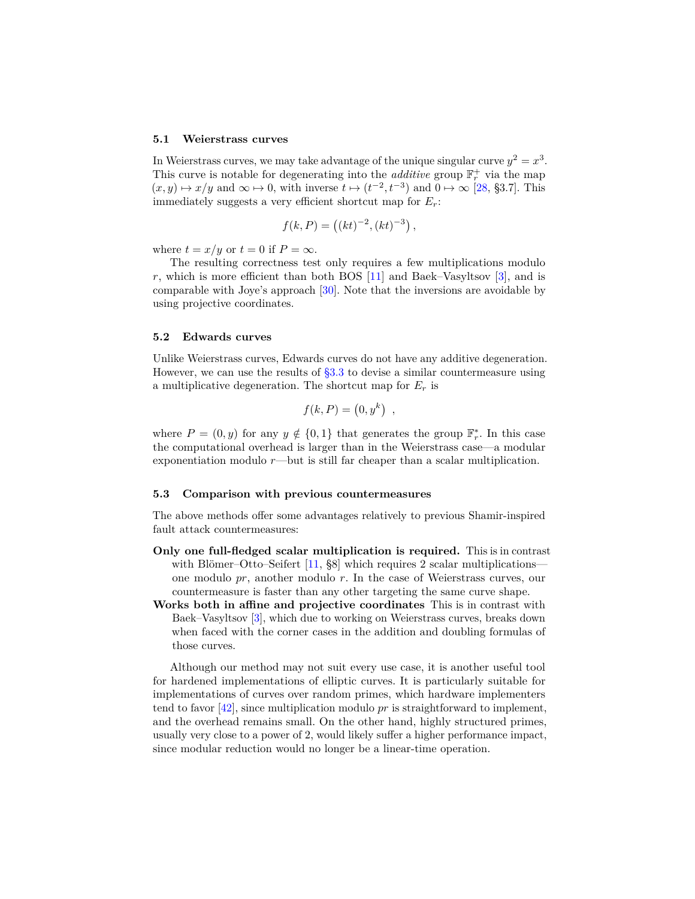### 5.1 Weierstrass curves

In Weierstrass curves, we may take advantage of the unique singular curve $y^2 = x^3$. This curve is notable for degenerating into the *additive* group $\mathbb{F}_r^+$ via the map $(x, y) \mapsto x/y$ and $\infty \mapsto 0$, with inverse $t \mapsto (t^{-2}, t^{-3})$ and $0 \mapsto \infty$ [28, §3.7]. This immediately suggests a very efficient shortcut map for $E_r$:

$$f(k, P) = \left((kt)^{-2}, (kt)^{-3}\right),$$

where $t = x/y$ or $t = 0$ if $P = \infty$.

The resulting correctness test only requires a few multiplications modulo $r$, which is more efficient than both BOS [11] and Baek–Vasyltsov [3], and is comparable with Joye's approach [30]. Note that the inversions are avoidable by using projective coordinates.

### 5.2 Edwards curves

Unlike Weierstrass curves, Edwards curves do not have any additive degeneration. However, we can use the results of §3.3 to devise a similar countermeasure using a multiplicative degeneration. The shortcut map for $E_r$ is

$$f(k, P) = \left(0, y^k\right) ,$$

where $P = (0, y)$ for any $y \notin \{0, 1\}$ that generates the group $\mathbb{F}_r^*$. In this case the computational overhead is larger than in the Weierstrass case—a modular exponentiation modulo $r$—but is still far cheaper than a scalar multiplication.

### 5.3 Comparison with previous countermeasures

The above methods offer some advantages relatively to previous Shamir-inspired fault attack countermeasures:

**Only one full-fledged scalar multiplication is required.** This is in contrast with Blömer–Otto–Seifert [11, §8] which requires 2 scalar multiplications—one modulo $pr$, another modulo $r$. In the case of Weierstrass curves, our countermeasure is faster than any other targeting the same curve shape.

**Works both in affine and projective coordinates** This is in contrast with Baek–Vasyltsov [3], which due to working on Weierstrass curves, breaks down when faced with the corner cases in the addition and doubling formulas of those curves.

Although our method may not suit every use case, it is another useful tool for hardened implementations of elliptic curves. It is particularly suitable for implementations of curves over random primes, which hardware implementers tend to favor [42], since multiplication modulo $pr$ is straightforward to implement, and the overhead remains small. On the other hand, highly structured primes, usually very close to a power of 2, would likely suffer a higher performance impact, since modular reduction would no longer be a linear-time operation.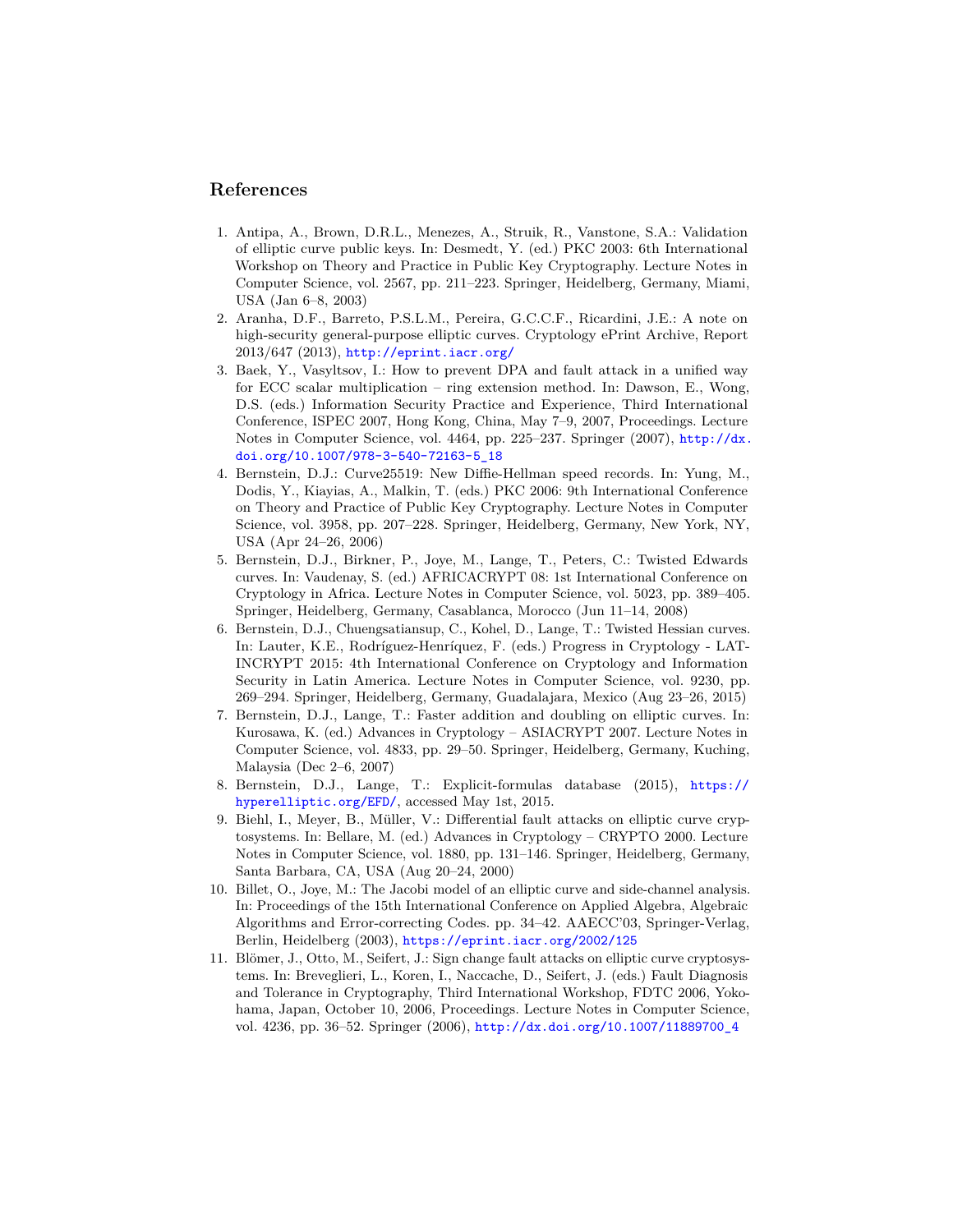## References

1. Antipa, A., Brown, D.R.L., Menezes, A., Struik, R., Vanstone, S.A.: Validation of elliptic curve public keys. In: Desmedt, Y. (ed.) PKC 2003: 6th International Workshop on Theory and Practice in Public Key Cryptography. Lecture Notes in Computer Science, vol. 2567, pp. 211–223. Springer, Heidelberg, Germany, Miami, USA (Jan 6–8, 2003)
2. Aranha, D.F., Barreto, P.S.L.M., Pereira, G.C.C.F., Ricardini, J.E.: A note on high-security general-purpose elliptic curves. Cryptology ePrint Archive, Report 2013/647 (2013), http://eprint.iacr.org/
3. Baek, Y., Vasyltsov, I.: How to prevent DPA and fault attack in a unified way for ECC scalar multiplication – ring extension method. In: Dawson, E., Wong, D.S. (eds.) Information Security Practice and Experience, Third International Conference, ISPEC 2007, Hong Kong, China, May 7–9, 2007, Proceedings. Lecture Notes in Computer Science, vol. 4464, pp. 225–237. Springer (2007), http://dx.doi.org/10.1007/978-3-540-72163-5_18
4. Bernstein, D.J.: Curve25519: New Diffie-Hellman speed records. In: Yung, M., Dodis, Y., Kiayias, A., Malkin, T. (eds.) PKC 2006: 9th International Conference on Theory and Practice of Public Key Cryptography. Lecture Notes in Computer Science, vol. 3958, pp. 207–228. Springer, Heidelberg, Germany, New York, NY, USA (Apr 24–26, 2006)
5. Bernstein, D.J., Birkner, P., Joye, M., Lange, T., Peters, C.: Twisted Edwards curves. In: Vaudenay, S. (ed.) AFRICACRYPT 08: 1st International Conference on Cryptology in Africa. Lecture Notes in Computer Science, vol. 5023, pp. 389–405. Springer, Heidelberg, Germany, Casablanca, Morocco (Jun 11–14, 2008)
6. Bernstein, D.J., Chuengsatiansup, C., Kohel, D., Lange, T.: Twisted Hessian curves. In: Lauter, K.E., Rodríguez-Henríquez, F. (eds.) Progress in Cryptology - LATINCRYPT 2015: 4th International Conference on Cryptology and Information Security in Latin America. Lecture Notes in Computer Science, vol. 9230, pp. 269–294. Springer, Heidelberg, Germany, Guadalajara, Mexico (Aug 23–26, 2015)
7. Bernstein, D.J., Lange, T.: Faster addition and doubling on elliptic curves. In: Kurosawa, K. (ed.) Advances in Cryptology – ASIACRYPT 2007. Lecture Notes in Computer Science, vol. 4833, pp. 29–50. Springer, Heidelberg, Germany, Kuching, Malaysia (Dec 2–6, 2007)
8. Bernstein, D.J., Lange, T.: Explicit-formulas database (2015), https://hyperelliptic.org/EFD/, accessed May 1st, 2015.
9. Biehl, I., Meyer, B., Müller, V.: Differential fault attacks on elliptic curve cryptosystems. In: Bellare, M. (ed.) Advances in Cryptology – CRYPTO 2000. Lecture Notes in Computer Science, vol. 1880, pp. 131–146. Springer, Heidelberg, Germany, Santa Barbara, CA, USA (Aug 20–24, 2000)
10. Billet, O., Joye, M.: The Jacobi model of an elliptic curve and side-channel analysis. In: Proceedings of the 15th International Conference on Applied Algebra, Algebraic Algorithms and Error-correcting Codes. pp. 34–42. AAECC'03, Springer-Verlag, Berlin, Heidelberg (2003), https://eprint.iacr.org/2002/125
11. Blömer, J., Otto, M., Seifert, J.: Sign change fault attacks on elliptic curve cryptosystems. In: Breveglieri, L., Koren, I., Naccache, D., Seifert, J. (eds.) Fault Diagnosis and Tolerance in Cryptography, Third International Workshop, FDTC 2006, Yokohama, Japan, October 10, 2006, Proceedings. Lecture Notes in Computer Science, vol. 4236, pp. 36–52. Springer (2006), http://dx.doi.org/10.1007/11889700_4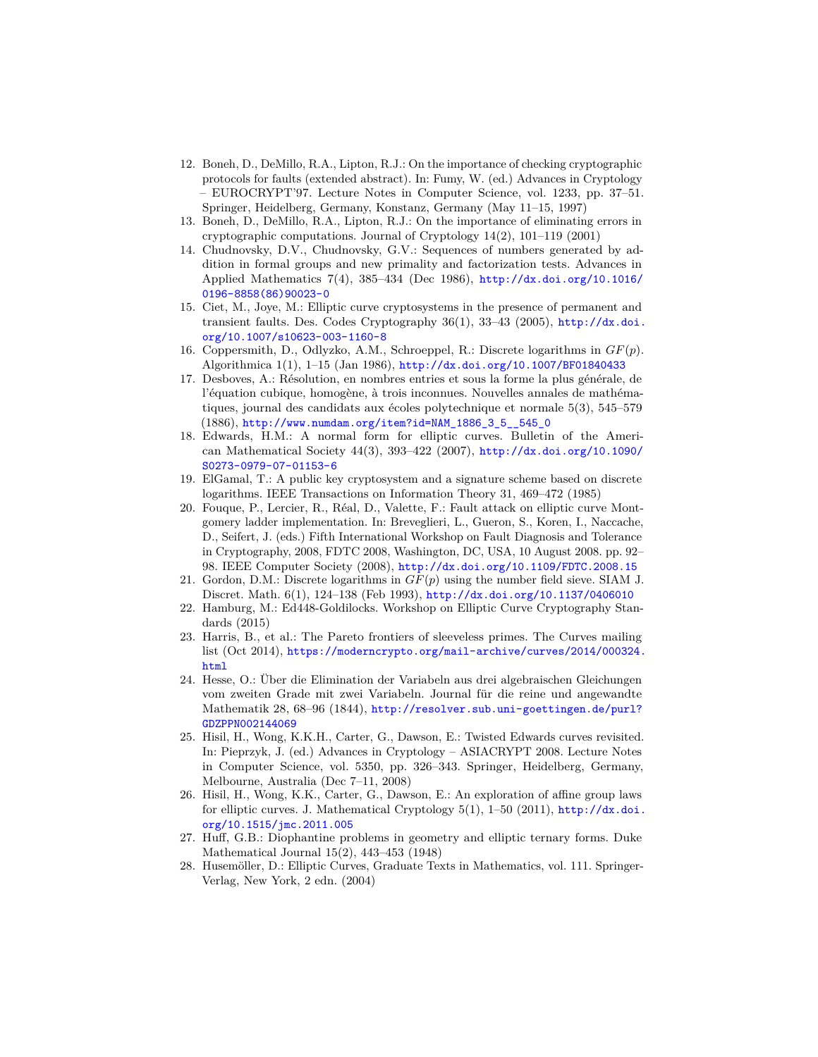12. Boneh, D., DeMillo, R.A., Lipton, R.J.: On the importance of checking cryptographic protocols for faults (extended abstract). In: Fumy, W. (ed.) Advances in Cryptology – EUROCRYPT'97. Lecture Notes in Computer Science, vol. 1233, pp. 37–51. Springer, Heidelberg, Germany, Konstanz, Germany (May 11–15, 1997)
13. Boneh, D., DeMillo, R.A., Lipton, R.J.: On the importance of eliminating errors in cryptographic computations. Journal of Cryptology 14(2), 101–119 (2001)
14. Chudnovsky, D.V., Chudnovsky, G.V.: Sequences of numbers generated by addition in formal groups and new primality and factorization tests. Advances in Applied Mathematics 7(4), 385–434 (Dec 1986), http://dx.doi.org/10.1016/0196-8858(86)90023-0
15. Ciet, M., Joye, M.: Elliptic curve cryptosystems in the presence of permanent and transient faults. Des. Codes Cryptography 36(1), 33–43 (2005), http://dx.doi.org/10.1007/s10623-003-1160-8
16. Coppersmith, D., Odlyzko, A.M., Schroeppel, R.: Discrete logarithms in $GF(p)$. Algorithmica 1(1), 1–15 (Jan 1986), http://dx.doi.org/10.1007/BF01840433
17. Desboves, A.: Résolution, en nombres entries et sous la forme la plus générale, de l'équation cubique, homogène, à trois inconnues. Nouvelles annales de mathématiques, journal des candidats aux écoles polytechnique et normale 5(3), 545–579 (1886), http://www.numdam.org/item?id=NAM_1886_3_5__545_0
18. Edwards, H.M.: A normal form for elliptic curves. Bulletin of the American Mathematical Society 44(3), 393–422 (2007), http://dx.doi.org/10.1090/S0273-0979-07-01153-6
19. ElGamal, T.: A public key cryptosystem and a signature scheme based on discrete logarithms. IEEE Transactions on Information Theory 31, 469–472 (1985)
20. Fouque, P., Lercier, R., Réal, D., Valette, F.: Fault attack on elliptic curve Montgomery ladder implementation. In: Breveglieri, L., Gueron, S., Koren, I., Naccache, D., Seifert, J. (eds.) Fifth International Workshop on Fault Diagnosis and Tolerance in Cryptography, 2008, FDTC 2008, Washington, DC, USA, 10 August 2008. pp. 92–98. IEEE Computer Society (2008), http://dx.doi.org/10.1109/FDTC.2008.15
21. Gordon, D.M.: Discrete logarithms in $GF(p)$ using the number field sieve. SIAM J. Discret. Math. 6(1), 124–138 (Feb 1993), http://dx.doi.org/10.1137/0406010
22. Hamburg, M.: Ed448-Goldilocks. Workshop on Elliptic Curve Cryptography Standards (2015)
23. Harris, B., et al.: The Pareto frontiers of sleeveless primes. The Curves mailing list (Oct 2014), https://moderncrypto.org/mail-archive/curves/2014/000324.html
24. Hesse, O.: Über die Elimination der Variabeln aus drei algebraischen Gleichungen vom zweiten Grade mit zwei Variabeln. Journal für die reine und angewandte Mathematik 28, 68–96 (1844), http://resolver.sub.uni-goettingen.de/purl?GDZPPN002144069
25. Hisil, H., Wong, K.K.H., Carter, G., Dawson, E.: Twisted Edwards curves revisited. In: Pieprzyk, J. (ed.) Advances in Cryptology – ASIACRYPT 2008. Lecture Notes in Computer Science, vol. 5350, pp. 326–343. Springer, Heidelberg, Germany, Melbourne, Australia (Dec 7–11, 2008)
26. Hisil, H., Wong, K.K., Carter, G., Dawson, E.: An exploration of affine group laws for elliptic curves. J. Mathematical Cryptology 5(1), 1–50 (2011), http://dx.doi.org/10.1515/jmc.2011.005
27. Huff, G.B.: Diophantine problems in geometry and elliptic ternary forms. Duke Mathematical Journal 15(2), 443–453 (1948)
28. Husemöller, D.: Elliptic Curves, Graduate Texts in Mathematics, vol. 111. Springer-Verlag, New York, 2 edn. (2004)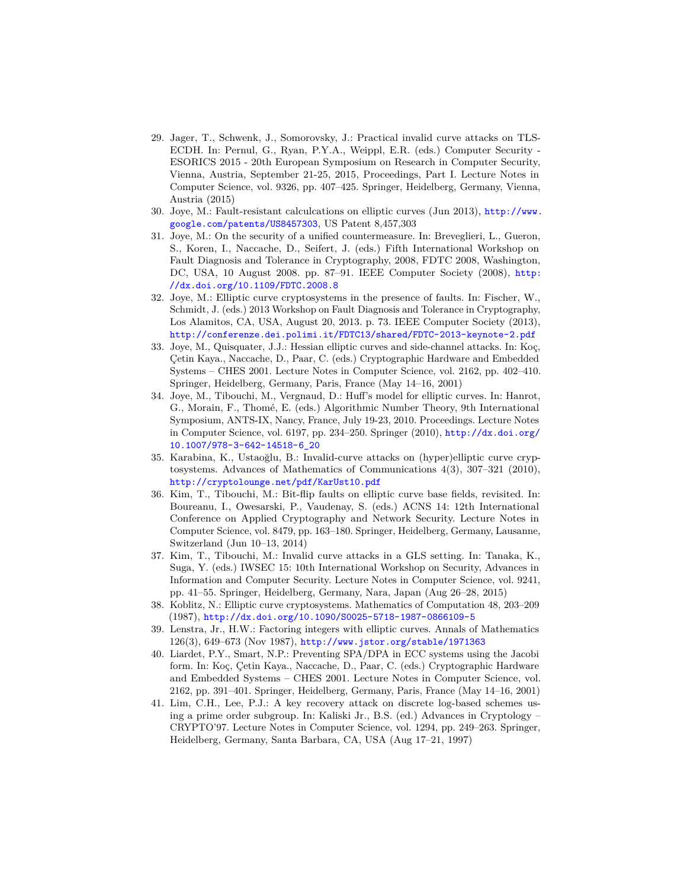29. Jager, T., Schwenk, J., Somorovsky, J.: Practical invalid curve attacks on TLS-ECDH. In: Pernul, G., Ryan, P.Y.A., Weippl, E.R. (eds.) Computer Security - ESORICS 2015 - 20th European Symposium on Research in Computer Security, Vienna, Austria, September 21-25, 2015, Proceedings, Part I. Lecture Notes in Computer Science, vol. 9326, pp. 407–425. Springer, Heidelberg, Germany, Vienna, Austria (2015)
30. Joye, M.: Fault-resistant calculcations on elliptic curves (Jun 2013), http://www.google.com/patents/US8457303, US Patent 8,457,303
31. Joye, M.: On the security of a unified countermeasure. In: Breveglieri, L., Gueron, S., Koren, I., Naccache, D., Seifert, J. (eds.) Fifth International Workshop on Fault Diagnosis and Tolerance in Cryptography, 2008, FDTC 2008, Washington, DC, USA, 10 August 2008. pp. 87–91. IEEE Computer Society (2008), http://dx.doi.org/10.1109/FDTC.2008.8
32. Joye, M.: Elliptic curve cryptosystems in the presence of faults. In: Fischer, W., Schmidt, J. (eds.) 2013 Workshop on Fault Diagnosis and Tolerance in Cryptography, Los Alamitos, CA, USA, August 20, 2013. p. 73. IEEE Computer Society (2013), http://conferenze.dei.polimi.it/FDTC13/shared/FDTC-2013-keynote-2.pdf
33. Joye, M., Quisquater, J.J.: Hessian elliptic curves and side-channel attacks. In: Koç, Çetin Kaya., Naccache, D., Paar, C. (eds.) Cryptographic Hardware and Embedded Systems – CHES 2001. Lecture Notes in Computer Science, vol. 2162, pp. 402–410. Springer, Heidelberg, Germany, Paris, France (May 14–16, 2001)
34. Joye, M., Tibouchi, M., Vergnaud, D.: Huff's model for elliptic curves. In: Hanrot, G., Morain, F., Thomé, E. (eds.) Algorithmic Number Theory, 9th International Symposium, ANTS-IX, Nancy, France, July 19-23, 2010. Proceedings. Lecture Notes in Computer Science, vol. 6197, pp. 234–250. Springer (2010), http://dx.doi.org/10.1007/978-3-642-14518-6_20
35. Karabina, K., Ustaoğlu, B.: Invalid-curve attacks on (hyper)elliptic curve cryptosystems. Advances of Mathematics of Communications 4(3), 307–321 (2010), http://cryptolounge.net/pdf/KarUst10.pdf
36. Kim, T., Tibouchi, M.: Bit-flip faults on elliptic curve base fields, revisited. In: Boureanu, I., Owesarski, P., Vaudenay, S. (eds.) ACNS 14: 12th International Conference on Applied Cryptography and Network Security. Lecture Notes in Computer Science, vol. 8479, pp. 163–180. Springer, Heidelberg, Germany, Lausanne, Switzerland (Jun 10–13, 2014)
37. Kim, T., Tibouchi, M.: Invalid curve attacks in a GLS setting. In: Tanaka, K., Suga, Y. (eds.) IWSEC 15: 10th International Workshop on Security, Advances in Information and Computer Security. Lecture Notes in Computer Science, vol. 9241, pp. 41–55. Springer, Heidelberg, Germany, Nara, Japan (Aug 26–28, 2015)
38. Koblitz, N.: Elliptic curve cryptosystems. Mathematics of Computation 48, 203–209 (1987), http://dx.doi.org/10.1090/S0025-5718-1987-0866109-5
39. Lenstra, Jr., H.W.: Factoring integers with elliptic curves. Annals of Mathematics 126(3), 649–673 (Nov 1987), http://www.jstor.org/stable/1971363
40. Liardet, P.Y., Smart, N.P.: Preventing SPA/DPA in ECC systems using the Jacobi form. In: Koç, Çetin Kaya., Naccache, D., Paar, C. (eds.) Cryptographic Hardware and Embedded Systems – CHES 2001. Lecture Notes in Computer Science, vol. 2162, pp. 391–401. Springer, Heidelberg, Germany, Paris, France (May 14–16, 2001)
41. Lim, C.H., Lee, P.J.: A key recovery attack on discrete log-based schemes using a prime order subgroup. In: Kaliski Jr., B.S. (ed.) Advances in Cryptology – CRYPTO'97. Lecture Notes in Computer Science, vol. 1294, pp. 249–263. Springer, Heidelberg, Germany, Santa Barbara, CA, USA (Aug 17–21, 1997)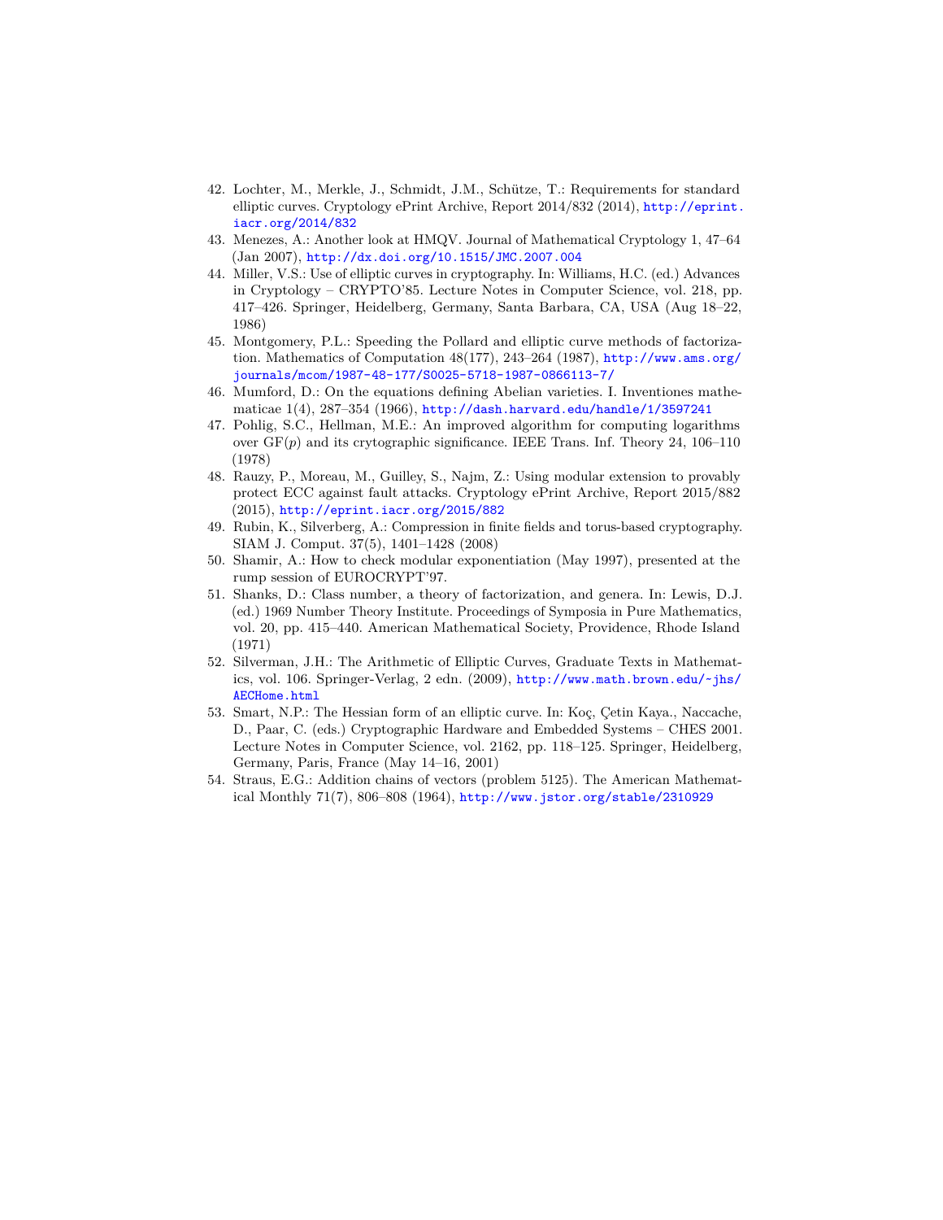42. Lochter, M., Merkle, J., Schmidt, J.M., Schütze, T.: Requirements for standard elliptic curves. Cryptology ePrint Archive, Report 2014/832 (2014), http://eprint.iacr.org/2014/832
43. Menezes, A.: Another look at HMQV. Journal of Mathematical Cryptology 1, 47–64 (Jan 2007), http://dx.doi.org/10.1515/JMC.2007.004
44. Miller, V.S.: Use of elliptic curves in cryptography. In: Williams, H.C. (ed.) Advances in Cryptology – CRYPTO'85. Lecture Notes in Computer Science, vol. 218, pp. 417–426. Springer, Heidelberg, Germany, Santa Barbara, CA, USA (Aug 18–22, 1986)
45. Montgomery, P.L.: Speeding the Pollard and elliptic curve methods of factorization. Mathematics of Computation 48(177), 243–264 (1987), http://www.ams.org/journals/mcom/1987-48-177/S0025-5718-1987-0866113-7/
46. Mumford, D.: On the equations defining Abelian varieties. I. Inventiones mathematicae 1(4), 287–354 (1966), http://dash.harvard.edu/handle/1/3597241
47. Pohlig, S.C., Hellman, M.E.: An improved algorithm for computing logarithms over GF($p$) and its crytographic significance. IEEE Trans. Inf. Theory 24, 106–110 (1978)
48. Rauzy, P., Moreau, M., Guilley, S., Najm, Z.: Using modular extension to provably protect ECC against fault attacks. Cryptology ePrint Archive, Report 2015/882 (2015), http://eprint.iacr.org/2015/882
49. Rubin, K., Silverberg, A.: Compression in finite fields and torus-based cryptography. SIAM J. Comput. 37(5), 1401–1428 (2008)
50. Shamir, A.: How to check modular exponentiation (May 1997), presented at the rump session of EUROCRYPT'97.
51. Shanks, D.: Class number, a theory of factorization, and genera. In: Lewis, D.J. (ed.) 1969 Number Theory Institute. Proceedings of Symposia in Pure Mathematics, vol. 20, pp. 415–440. American Mathematical Society, Providence, Rhode Island (1971)
52. Silverman, J.H.: The Arithmetic of Elliptic Curves, Graduate Texts in Mathematics, vol. 106. Springer-Verlag, 2 edn. (2009), http://www.math.brown.edu/~jhs/AECHome.html
53. Smart, N.P.: The Hessian form of an elliptic curve. In: Koç, Çetin Kaya., Naccache, D., Paar, C. (eds.) Cryptographic Hardware and Embedded Systems – CHES 2001. Lecture Notes in Computer Science, vol. 2162, pp. 118–125. Springer, Heidelberg, Germany, Paris, France (May 14–16, 2001)
54. Straus, E.G.: Addition chains of vectors (problem 5125). The American Mathematical Monthly 71(7), 806–808 (1964), http://www.jstor.org/stable/2310929